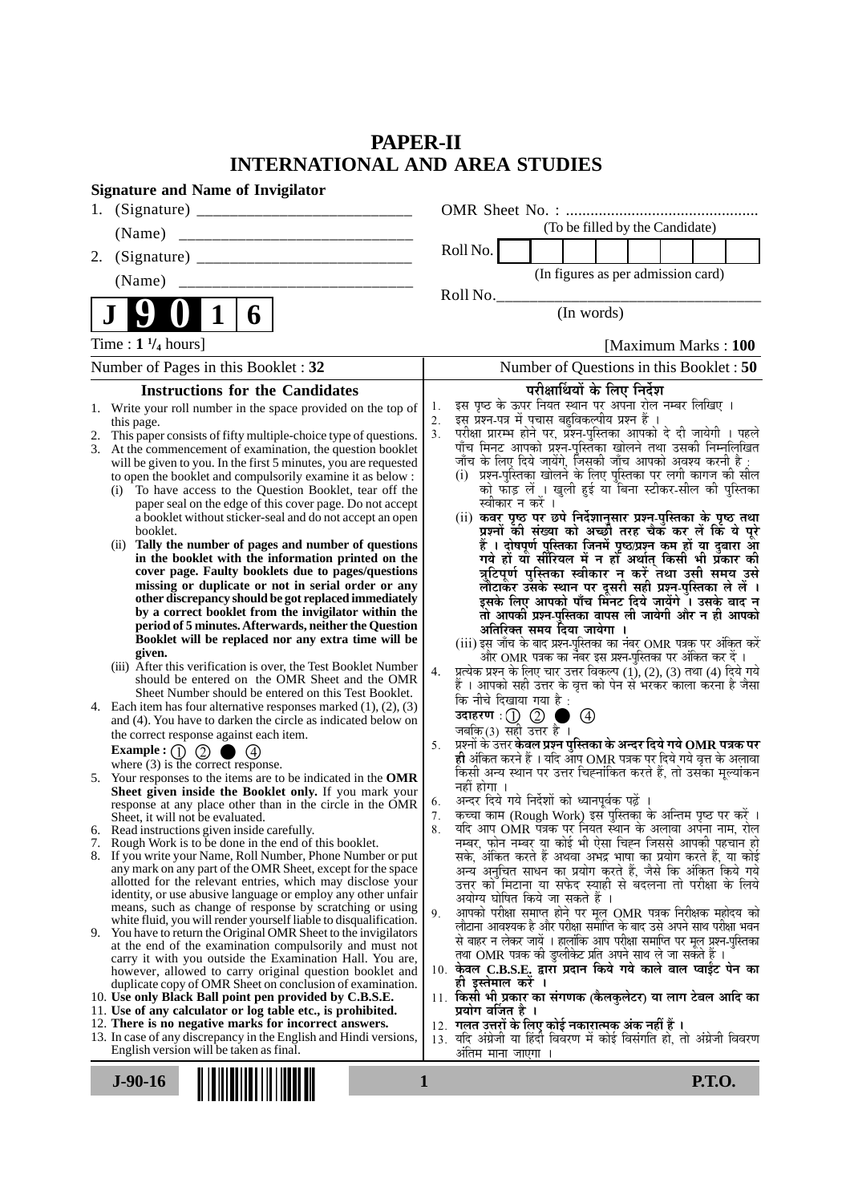# PAPER-II
# INTERNATIONAL AND AREA STUDIES

**Signature and Name of Invigilator**

1. (Signature) __________________________

   (Name) ____________________________

2. (Signature) __________________________

   (Name) ____________________________

OMR Sheet No. : ...............................................

(To be filled by the Candidate)

Roll No. | | | | | | | | |

(In figures as per admission card)

Roll No.________________________________

(In words)

**J 9 0 1 6**

Time : **1 ¼ hours**] [Maximum Marks : **100**

Number of Pages in this Booklet : 32

Number of Questions in this Booklet : **50**

## Instructions for the Candidates

1. Write your roll number in the space provided on the top of this page.
2. This paper consists of fifty multiple-choice type of questions.
3. At the commencement of examination, the question booklet will be given to you. In the first 5 minutes, you are requested to open the booklet and compulsorily examine it as below :
   (i) To have access to the Question Booklet, tear off the paper seal on the edge of this cover page. Do not accept a booklet without sticker-seal and do not accept an open booklet.
   (ii) **Tally the number of pages and number of questions in the booklet with the information printed on the cover page. Faulty booklets due to pages/questions missing or duplicate or not in serial order or any other discrepancy should be got replaced immediately by a correct booklet from the invigilator within the period of 5 minutes. Afterwards, neither the Question Booklet will be replaced nor any extra time will be given.**
   (iii) After this verification is over, the Test Booklet Number should be entered on the OMR Sheet and the OMR Sheet Number should be entered on this Test Booklet.
4. Each item has four alternative responses marked (1), (2), (3) and (4). You have to darken the circle as indicated below on the correct response against each item.

   **Example :** ① ② ● ④

   where (3) is the correct response.
5. Your responses to the items are to be indicated in the **OMR Sheet given inside the Booklet only.** If you mark your response at any place other than in the circle in the OMR Sheet, it will not be evaluated.
6. Read instructions given inside carefully.
7. Rough Work is to be done in the end of this booklet.
8. If you write your Name, Roll Number, Phone Number or put any mark on any part of the OMR Sheet, except for the space allotted for the relevant entries, which may disclose your identity, or use abusive language or employ any other unfair means, such as change of response by scratching or using white fluid, you will render yourself liable to disqualification.
9. You have to return the Original OMR Sheet to the invigilators at the end of the examination compulsorily and must not carry it with you outside the Examination Hall. You are, however, allowed to carry original question booklet and duplicate copy of OMR Sheet on conclusion of examination.
10. **Use only Black Ball point pen provided by C.B.S.E.**
11. **Use of any calculator or log table etc., is prohibited.**
12. **There is no negative marks for incorrect answers.**
13. In case of any discrepancy in the English and Hindi versions, English version will be taken as final.

## परीक्षार्थियों के लिए निर्देश

1. इस पृष्ठ के ऊपर नियत स्थान पर अपना रोल नम्बर लिखिए ।
2. इस प्रश्न-पत्र में पचास बहुविकल्पीय प्रश्न हैं ।
3. परीक्षा प्रारम्भ होने पर, प्रश्न-पुस्तिका आपको दे दी जायेगी । पहले पाँच मिनट आपको प्रश्न-पुस्तिका खोलने तथा उसकी निम्नलिखित जाँच के लिए दिये जायेंगे, जिसकी जाँच आपको अवश्य करनी है :
   (i) प्रश्न-पुस्तिका खोलने के लिए पुस्तिका पर लगी कागज की सील को फाड़ लें । खुली हुई या बिना स्टीकर-सील की पुस्तिका स्वीकार न करें ।
   (ii) **कवर पृष्ठ पर छपे निर्देशानुसार प्रश्न-पुस्तिका के पृष्ठ तथा प्रश्नों की संख्या को अच्छी तरह चैक कर लें कि ये पूरे हैं । दोषपूर्ण पुस्तिका जिनमें पृष्ठ/प्रश्न कम हों या दुबारा आ गये हों या सीरियल में न हों अर्थात् किसी भी प्रकार की त्रुटिपूर्ण पुस्तिका स्वीकार न करें तथा उसी समय उसे लौटाकर उसके स्थान पर दूसरी सही प्रश्न-पुस्तिका ले लें । इसके लिए आपको पाँच मिनट दिये जायेंगे । उसके बाद न तो आपकी प्रश्न-पुस्तिका वापस ली जायेगी और न ही आपको अतिरिक्त समय दिया जायेगा ।**
   (iii) इस जाँच के बाद प्रश्न-पुस्तिका का नंबर OMR पत्रक पर अंकित करें और OMR पत्रक का नंबर इस प्रश्न-पुस्तिका पर अंकित कर दें ।
4. प्रत्येक प्रश्न के लिए चार उत्तर विकल्प (1), (2), (3) तथा (4) दिये गये हैं । आपको सही उत्तर के वृत्त को पेन से भरकर काला करना है जैसा कि नीचे दिखाया गया है :

   **उदाहरण :** ① ② ● ④

   जबकि (3) सही उत्तर है ।
5. प्रश्नों के उत्तर **केवल प्रश्न पुस्तिका के अन्दर दिये गये OMR पत्रक पर ही** अंकित करने हैं । यदि आप OMR पत्रक पर दिये गये वृत्त के अलावा किसी अन्य स्थान पर उत्तर चिह्नांकित करते हैं, तो उसका मूल्यांकन नहीं होगा ।
6. अन्दर दिये गये निर्देशों को ध्यानपूर्वक पढ़ें ।
7. कच्चा काम (Rough Work) इस पुस्तिका के अन्तिम पृष्ठ पर करें ।
8. यदि आप OMR पत्रक पर नियत स्थान के अलावा अपना नाम, रोल नम्बर, फोन नम्बर या कोई भी ऐसा चिह्न जिससे आपकी पहचान हो सके, अंकित करते हैं अथवा अभद्र भाषा का प्रयोग करते हैं, या कोई अन्य अनुचित साधन का प्रयोग करते हैं, जैसे कि अंकित किये गये उत्तर को मिटाना या सफेद स्याही से बदलना तो परीक्षा के लिये अयोग्य घोषित किये जा सकते हैं ।
9. आपको परीक्षा समाप्त होने पर मूल OMR पत्रक निरीक्षक महोदय को लौटाना आवश्यक है और परीक्षा समाप्ति के बाद उसे अपने साथ परीक्षा भवन से बाहर न लेकर जायें । हालांकि आप परीक्षा समाप्ति पर मूल प्रश्न-पुस्तिका तथा OMR पत्रक की डुप्लीकेट प्रति अपने साथ ले जा सकते हैं ।
10. **केवल C.B.S.E. द्वारा प्रदान किये गये काले बाल प्वाईंट पेन का ही इस्तेमाल करें ।**
11. **किसी भी प्रकार का संगणक (कैलकुलेटर) या लाग टेबल आदि का प्रयोग वर्जित है ।**
12. **गलत उत्तरों के लिए कोई नकारात्मक अंक नहीं हैं ।**
13. यदि अंग्रेजी या हिंदी विवरण में कोई विसंगति हो, तो अंग्रेजी विवरण अंतिम माना जाएगा ।

**J-90-16** **P.T.O.**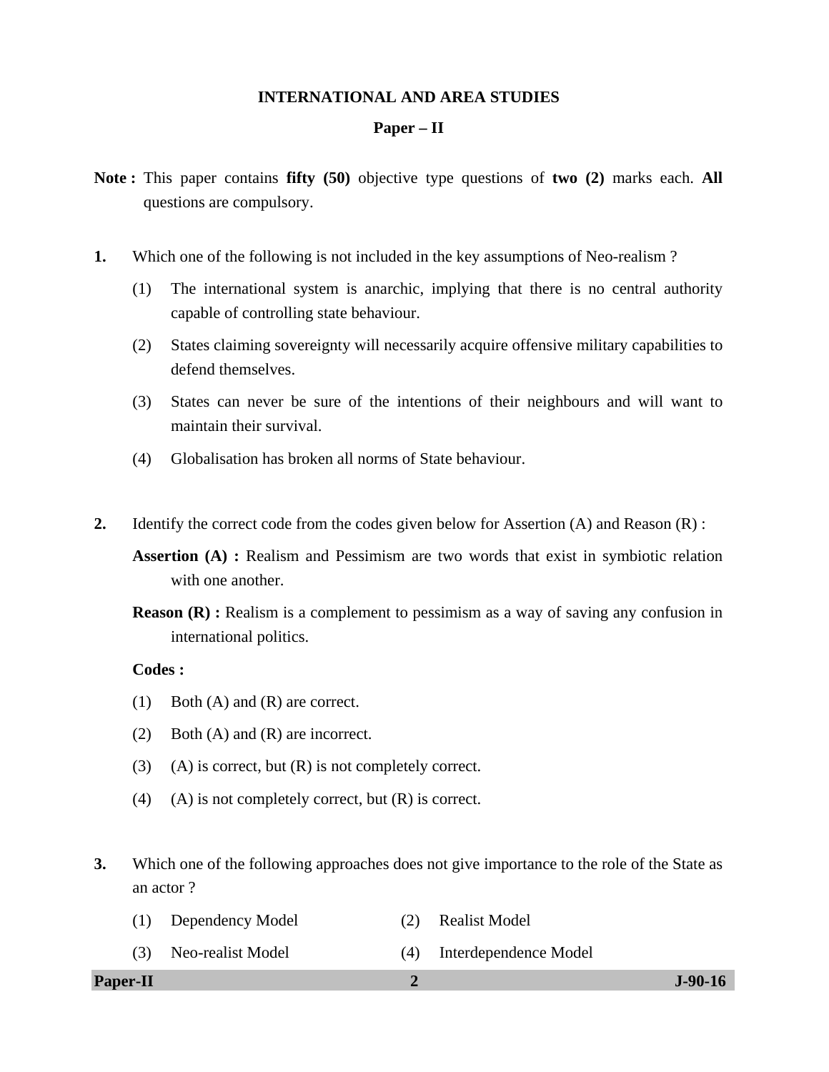# INTERNATIONAL AND AREA STUDIES

## Paper – II

**Note :** This paper contains **fifty (50)** objective type questions of **two (2)** marks each. **All** questions are compulsory.

**1.** Which one of the following is not included in the key assumptions of Neo-realism ?

(1) The international system is anarchic, implying that there is no central authority capable of controlling state behaviour.

(2) States claiming sovereignty will necessarily acquire offensive military capabilities to defend themselves.

(3) States can never be sure of the intentions of their neighbours and will want to maintain their survival.

(4) Globalisation has broken all norms of State behaviour.

**2.** Identify the correct code from the codes given below for Assertion (A) and Reason (R) :

**Assertion (A) :** Realism and Pessimism are two words that exist in symbiotic relation with one another.

**Reason (R) :** Realism is a complement to pessimism as a way of saving any confusion in international politics.

**Codes :**

(1) Both (A) and (R) are correct.

(2) Both (A) and (R) are incorrect.

(3) (A) is correct, but (R) is not completely correct.

(4) (A) is not completely correct, but (R) is correct.

**3.** Which one of the following approaches does not give importance to the role of the State as an actor ?

(1) Dependency Model

(2) Realist Model

(3) Neo-realist Model

(4) Interdependence Model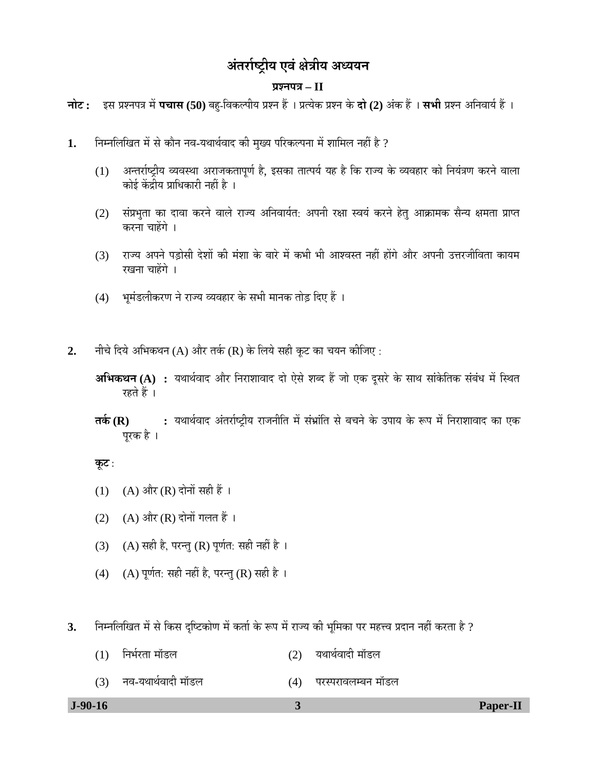# अंतर्राष्ट्रीय एवं क्षेत्रीय अध्ययन

## प्रश्नपत्र – II

**नोट :** इस प्रश्नपत्र में **पचास (50)** बहु-विकल्पीय प्रश्न हैं । प्रत्येक प्रश्न के **दो (2)** अंक हैं । **सभी** प्रश्न अनिवार्य हैं ।

**1.** निम्नलिखित में से कौन नव-यथार्थवाद की मुख्य परिकल्पना में शामिल नहीं है ?

(1) अन्तर्राष्ट्रीय व्यवस्था अराजकतापूर्ण है, इसका तात्पर्य यह है कि राज्य के व्यवहार को नियंत्रण करने वाला कोई केंद्रीय प्राधिकारी नहीं है ।

(2) संप्रभुता का दावा करने वाले राज्य अनिवार्यत: अपनी रक्षा स्वयं करने हेतु आक्रामक सैन्य क्षमता प्राप्त करना चाहेंगे ।

(3) राज्य अपने पड़ोसी देशों की मंशा के बारे में कभी भी आश्वस्त नहीं होंगे और अपनी उत्तरजीविता कायम रखना चाहेंगे ।

(4) भूमंडलीकरण ने राज्य व्यवहार के सभी मानक तोड़ दिए हैं ।

**2.** नीचे दिये अभिकथन (A) और तर्क (R) के लिये सही कूट का चयन कीजिए :

**अभिकथन (A) :** यथार्थवाद और निराशावाद दो ऐसे शब्द हैं जो एक दूसरे के साथ सांकेतिक संबंध में स्थित रहते हैं ।

**तर्क (R) :** यथार्थवाद अंतर्राष्ट्रीय राजनीति में संभ्रांति से बचने के उपाय के रूप में निराशावाद का एक पूरक है ।

**कूट :**

(1) (A) और (R) दोनों सही हैं ।

(2) (A) और (R) दोनों गलत हैं ।

(3) (A) सही है, परन्तु (R) पूर्णत: सही नहीं है ।

(4) (A) पूर्णत: सही नहीं है, परन्तु (R) सही है ।

**3.** निम्नलिखित में से किस दृष्टिकोण में कर्ता के रूप में राज्य की भूमिका पर महत्त्व प्रदान नहीं करता है ?

(1) निर्भरता मॉडल

(2) यथार्थवादी मॉडल

(3) नव-यथार्थवादी मॉडल

(4) परस्परावलम्बन मॉडल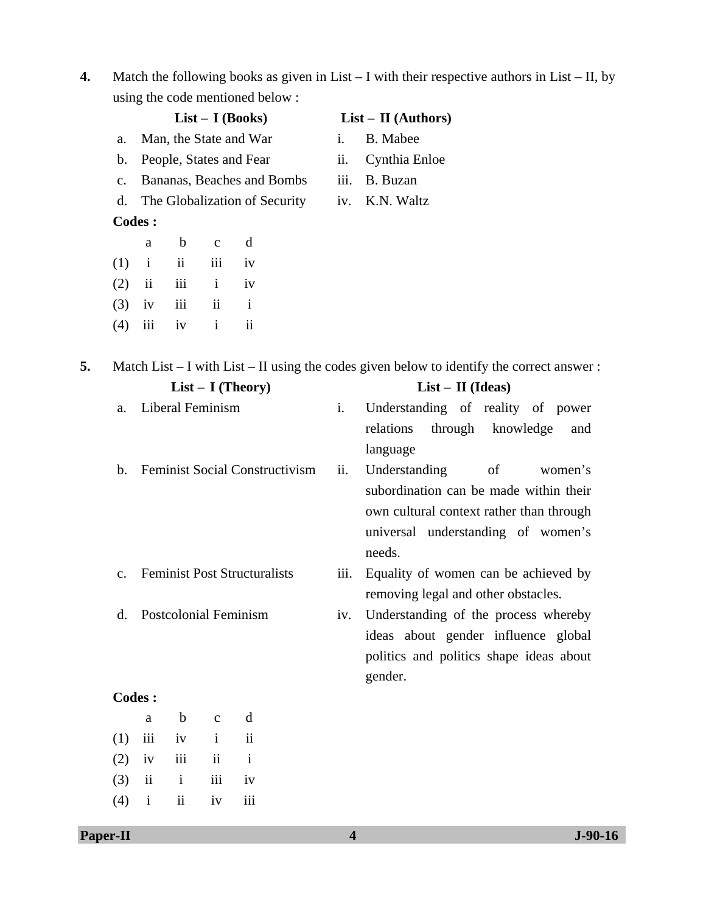**4.** Match the following books as given in List – I with their respective authors in List – II, by using the code mentioned below :

| | List – I (Books) | | List – II (Authors) |
|---|---|---|---|
| a. | Man, the State and War | i. | B. Mabee |
| b. | People, States and Fear | ii. | Cynthia Enloe |
| c. | Bananas, Beaches and Bombs | iii. | B. Buzan |
| d. | The Globalization of Security | iv. | K.N. Waltz |

**Codes :**

| | a | b | c | d |
|---|---|---|---|---|
| (1) | i | ii | iii | iv |
| (2) | ii | iii | i | iv |
| (3) | iv | iii | ii | i |
| (4) | iii | iv | i | ii |

**5.** Match List – I with List – II using the codes given below to identify the correct answer :

| | List – I (Theory) | | List – II (Ideas) |
|---|---|---|---|
| a. | Liberal Feminism | i. | Understanding of reality of power relations through knowledge and language |
| b. | Feminist Social Constructivism | ii. | Understanding of women's subordination can be made within their own cultural context rather than through universal understanding of women's needs. |
| c. | Feminist Post Structuralists | iii. | Equality of women can be achieved by removing legal and other obstacles. |
| d. | Postcolonial Feminism | iv. | Understanding of the process whereby ideas about gender influence global politics and politics shape ideas about gender. |

**Codes :**

| | a | b | c | d |
|---|---|---|---|---|
| (1) | iii | iv | i | ii |
| (2) | iv | iii | ii | i |
| (3) | ii | i | iii | iv |
| (4) | i | ii | iv | iii |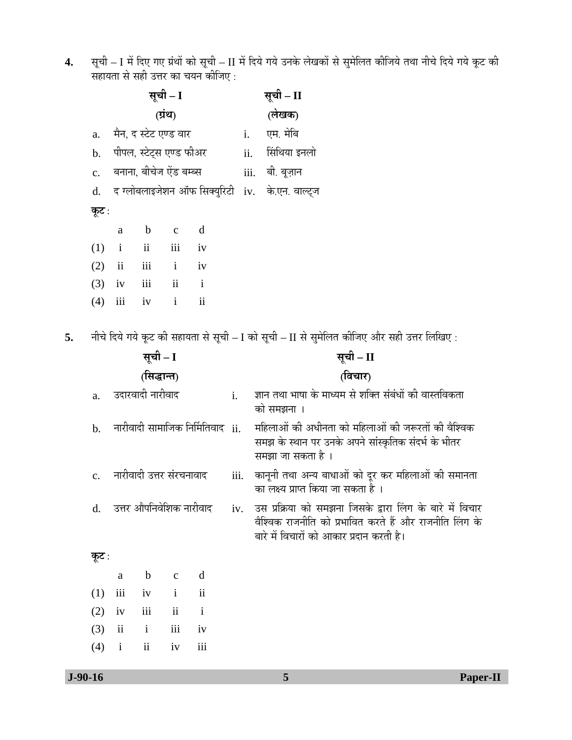**4.** सूची – I में दिए गए ग्रंथों को सूची – II में दिये गये उनके लेखकों से सुमेलित कीजिये तथा नीचे दिये गये कूट की सहायता से सही उत्तर का चयन कीजिए :

| | सूची – I (ग्रंथ) | | सूची – II (लेखक) |
|---|---|---|---|
| a. | मैन, द स्टेट एण्ड वार | i. | एम. मेबि |
| b. | पीपल, स्टेट्स एण्ड फीअर | ii. | सिंथिया इनलो |
| c. | बनाना, बीचेज ऐंड बम्ब्स | iii. | बी. बूज़ान |
| d. | द ग्लोबलाइजेशन ऑफ सिक्युरिटी | iv. | के.एन. वाल्ट्ज |

**कूट :**

| | a | b | c | d |
|---|---|---|---|---|
| (1) | i | ii | iii | iv |
| (2) | ii | iii | i | iv |
| (3) | iv | iii | ii | i |
| (4) | iii | iv | i | ii |

**5.** नीचे दिये गये कूट की सहायता से सूची – I को सूची – II से सुमेलित कीजिए और सही उत्तर लिखिए :

| | सूची – I (सिद्धान्त) | | सूची – II (विचार) |
|---|---|---|---|
| a. | उदारवादी नारीवाद | i. | ज्ञान तथा भाषा के माध्यम से शक्ति संबंधों की वास्तविकता को समझना । |
| b. | नारीवादी सामाजिक निर्मितिवाद | ii. | महिलाओं की अधीनता को महिलाओं की जरूरतों की वैश्विक समझ के स्थान पर उनके अपने सांस्कृतिक संदर्भ के भीतर समझा जा सकता है । |
| c. | नारीवादी उत्तर संरचनावाद | iii. | कानूनी तथा अन्य बाधाओं को दूर कर महिलाओं की समानता का लक्ष्य प्राप्त किया जा सकता है । |
| d. | उत्तर औपनिवेशिक नारीवाद | iv. | उस प्रक्रिया को समझना जिसके द्वारा लिंग के बारे में विचार वैश्विक राजनीति को प्रभावित करते हैं और राजनीति लिंग के बारे में विचारों को आकार प्रदान करती है। |

**कूट :**

| | a | b | c | d |
|---|---|---|---|---|
| (1) | iii | iv | i | ii |
| (2) | iv | iii | ii | i |
| (3) | ii | i | iii | iv |
| (4) | i | ii | iv | iii |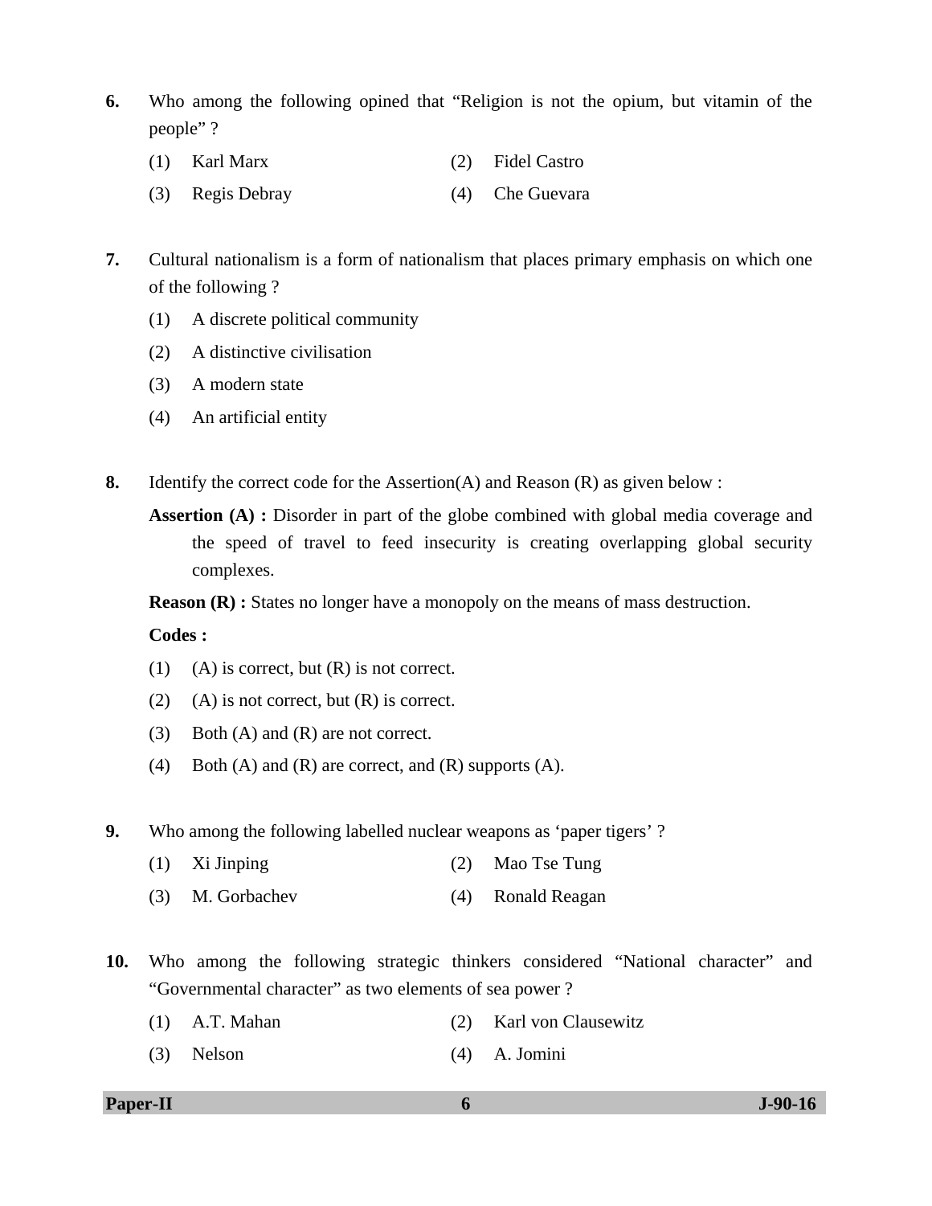**6.** Who among the following opined that "Religion is not the opium, but vitamin of the people" ?

(1) Karl Marx
(2) Fidel Castro
(3) Regis Debray
(4) Che Guevara

**7.** Cultural nationalism is a form of nationalism that places primary emphasis on which one of the following ?

(1) A discrete political community
(2) A distinctive civilisation
(3) A modern state
(4) An artificial entity

**8.** Identify the correct code for the Assertion(A) and Reason (R) as given below :

**Assertion (A) :** Disorder in part of the globe combined with global media coverage and the speed of travel to feed insecurity is creating overlapping global security complexes.

**Reason (R) :** States no longer have a monopoly on the means of mass destruction.

**Codes :**

(1) (A) is correct, but (R) is not correct.
(2) (A) is not correct, but (R) is correct.
(3) Both (A) and (R) are not correct.
(4) Both (A) and (R) are correct, and (R) supports (A).

**9.** Who among the following labelled nuclear weapons as 'paper tigers' ?

(1) Xi Jinping
(2) Mao Tse Tung
(3) M. Gorbachev
(4) Ronald Reagan

**10.** Who among the following strategic thinkers considered "National character" and "Governmental character" as two elements of sea power ?

(1) A.T. Mahan
(2) Karl von Clausewitz
(3) Nelson
(4) A. Jomini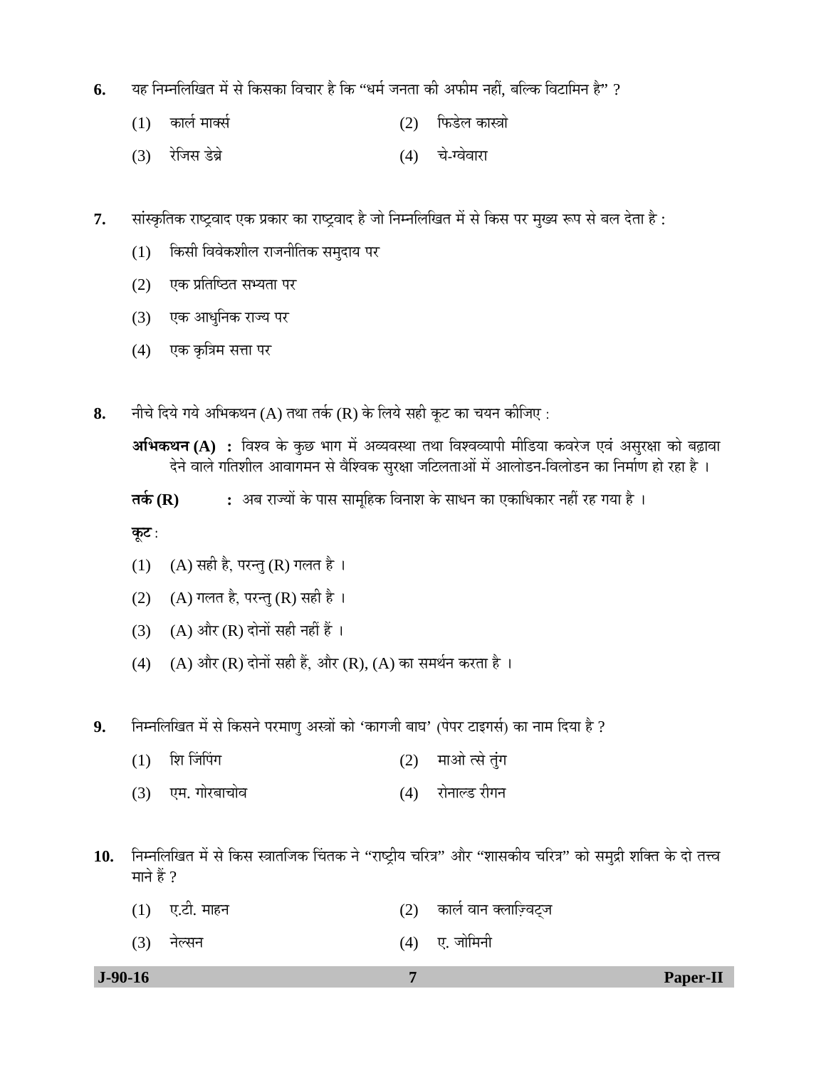6. यह निम्नलिखित में से किसका विचार है कि “धर्म जनता की अफीम नहीं, बल्कि विटामिन है” ?

(1) कार्ल मार्क्स (2) फिडेल कास्त्रो

(3) रेजिस डेब्रे (4) चे-ग्वेवारा

7. सांस्कृतिक राष्ट्रवाद एक प्रकार का राष्ट्रवाद है जो निम्नलिखित में से किस पर मुख्य रूप से बल देता है :

(1) किसी विवेकशील राजनीतिक समुदाय पर

(2) एक प्रतिष्ठित सभ्यता पर

(3) एक आधुनिक राज्य पर

(4) एक कृत्रिम सत्ता पर

8. नीचे दिये गये अभिकथन (A) तथा तर्क (R) के लिये सही कूट का चयन कीजिए :

**अभिकथन (A) :** विश्व के कुछ भाग में अव्यवस्था तथा विश्वव्यापी मीडिया कवरेज एवं असुरक्षा को बढ़ावा देने वाले गतिशील आवागमन से वैश्विक सुरक्षा जटिलताओं में आलोडन-विलोडन का निर्माण हो रहा है ।

**तर्क (R) :** अब राज्यों के पास सामूहिक विनाश के साधन का एकाधिकार नहीं रह गया है ।

**कूट :**

(1) (A) सही है, परन्तु (R) गलत है ।

(2) (A) गलत है, परन्तु (R) सही है ।

(3) (A) और (R) दोनों सही नहीं हैं ।

(4) (A) और (R) दोनों सही हैं, और (R), (A) का समर्थन करता है ।

9. निम्नलिखित में से किसने परमाणु अस्त्रों को ‘कागजी बाघ’ (पेपर टाइगर्स) का नाम दिया है ?

(1) शि जिंपिंग (2) माओ त्से तुंग

(3) एम. गोरबाचोव (4) रोनाल्ड रीगन

10. निम्नलिखित में से किस स्त्रातजिक चिंतक ने “राष्ट्रीय चरित्र” और “शासकीय चरित्र” को समुद्री शक्ति के दो तत्त्व माने हैं ?

(1) ए.टी. माहन (2) कार्ल वान क्लाज़्विट्ज

(3) नेल्सन (4) ए. जोमिनी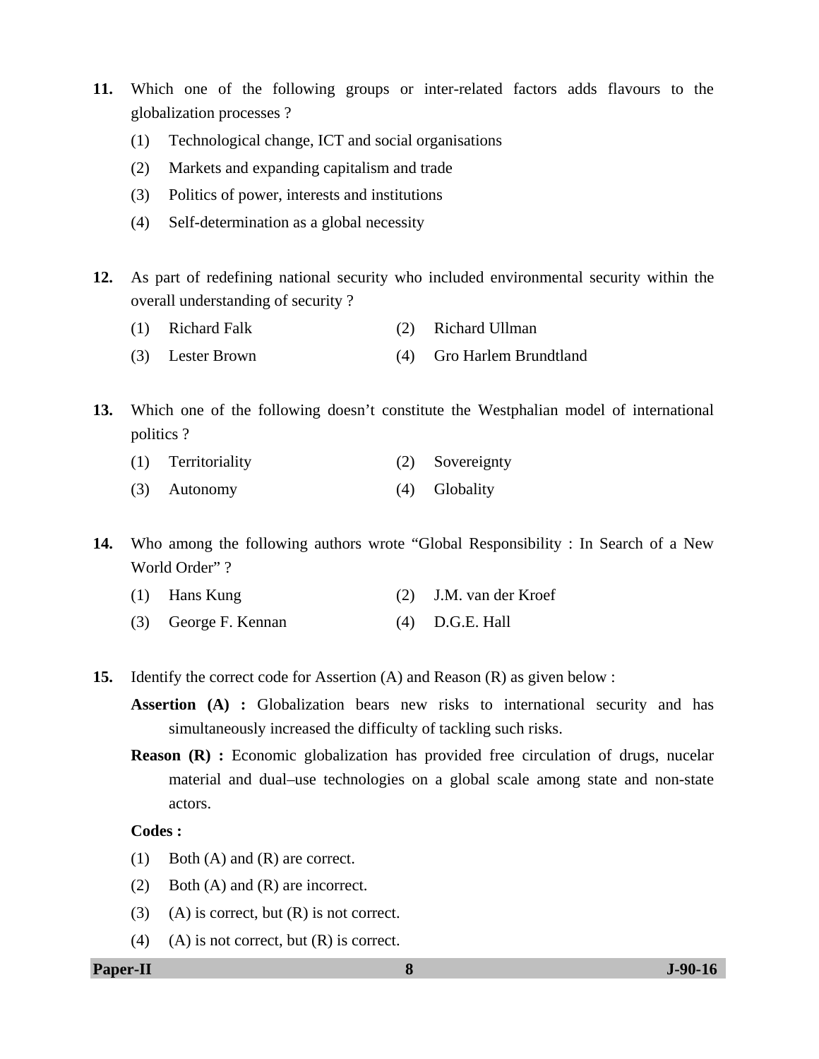**11.** Which one of the following groups or inter-related factors adds flavours to the globalization processes ?

(1) Technological change, ICT and social organisations

(2) Markets and expanding capitalism and trade

(3) Politics of power, interests and institutions

(4) Self-determination as a global necessity

**12.** As part of redefining national security who included environmental security within the overall understanding of security ?

(1) Richard Falk (2) Richard Ullman

(3) Lester Brown (4) Gro Harlem Brundtland

**13.** Which one of the following doesn't constitute the Westphalian model of international politics ?

(1) Territoriality (2) Sovereignty

(3) Autonomy (4) Globality

**14.** Who among the following authors wrote "Global Responsibility : In Search of a New World Order" ?

(1) Hans Kung (2) J.M. van der Kroef

(3) George F. Kennan (4) D.G.E. Hall

**15.** Identify the correct code for Assertion (A) and Reason (R) as given below :

**Assertion (A) :** Globalization bears new risks to international security and has simultaneously increased the difficulty of tackling such risks.

**Reason (R) :** Economic globalization has provided free circulation of drugs, nucelar material and dual–use technologies on a global scale among state and non-state actors.

**Codes :**

(1) Both (A) and (R) are correct.

(2) Both (A) and (R) are incorrect.

(3) (A) is correct, but (R) is not correct.

(4) (A) is not correct, but (R) is correct.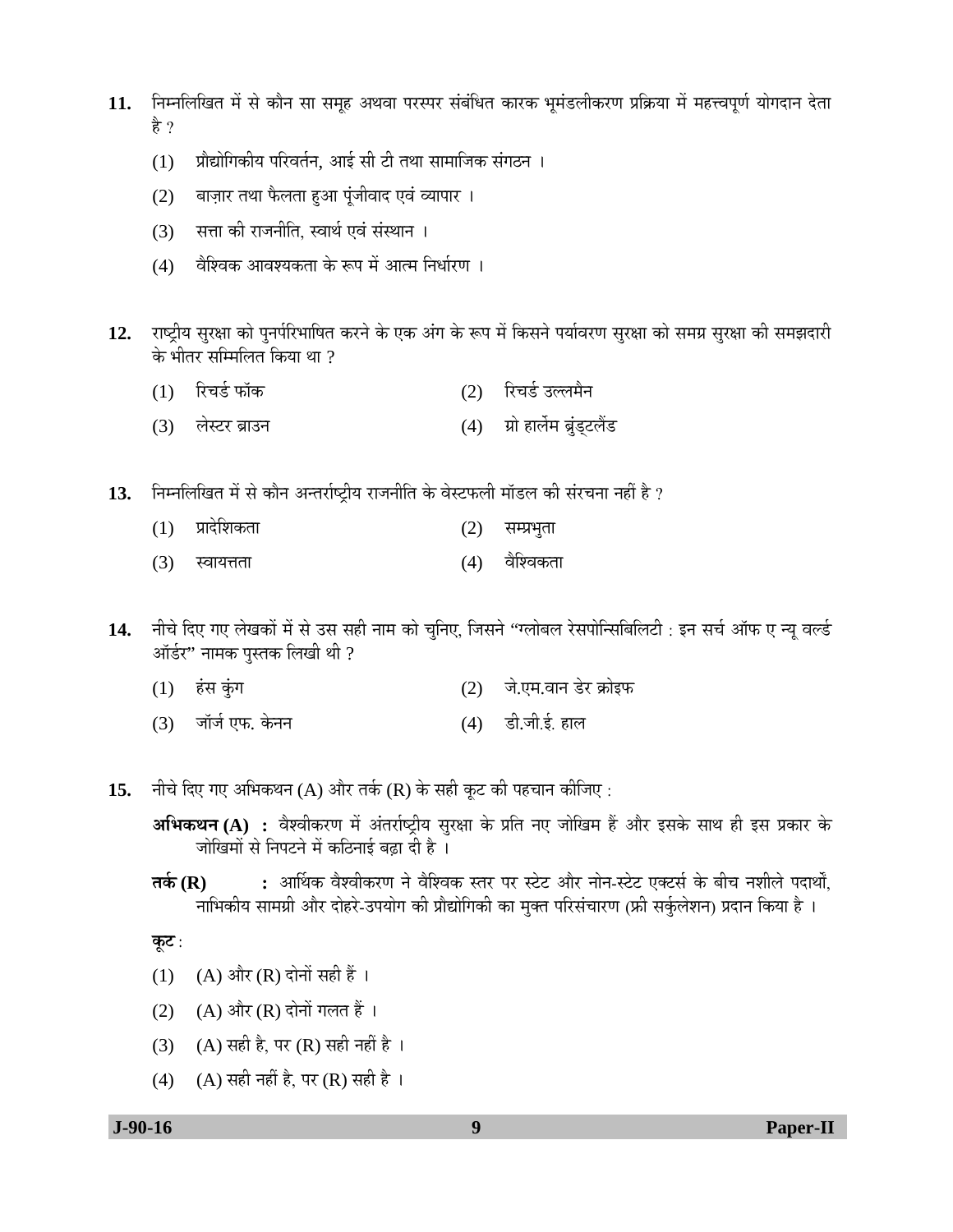**11.** निम्नलिखित में से कौन सा समूह अथवा परस्पर संबंधित कारक भूमंडलीकरण प्रक्रिया में महत्त्वपूर्ण योगदान देता है ?

(1) प्रौद्योगिकीय परिवर्तन, आई सी टी तथा सामाजिक संगठन ।

(2) बाज़ार तथा फैलता हुआ पूंजीवाद एवं व्यापार ।

(3) सत्ता की राजनीति, स्वार्थ एवं संस्थान ।

(4) वैश्विक आवश्यकता के रूप में आत्म निर्धारण ।

**12.** राष्ट्रीय सुरक्षा को पुनर्परिभाषित करने के एक अंग के रूप में किसने पर्यावरण सुरक्षा को समग्र सुरक्षा की समझदारी के भीतर सम्मिलित किया था ?

(1) रिचर्ड फॉक

(2) रिचर्ड उल्लमैन

(3) लेस्टर ब्राउन

(4) ग्रो हार्लेम ब्रुंड्टलैंड

**13.** निम्नलिखित में से कौन अन्तर्राष्ट्रीय राजनीति के वेस्टफली मॉडल की संरचना नहीं है ?

(1) प्रादेशिकता

(2) सम्प्रभुता

(3) स्वायत्तता

(4) वैश्विकता

**14.** नीचे दिए गए लेखकों में से उस सही नाम को चुनिए, जिसने "ग्लोबल रेसपोन्सिबिलिटी : इन सर्च ऑफ ए न्यू वर्ल्ड ऑर्डर" नामक पुस्तक लिखी थी ?

(1) हंस कुंग

(2) जे.एम.वान डेर क्रोइफ

(3) जॉर्ज एफ. केनन

(4) डी.जी.ई. हाल

**15.** नीचे दिए गए अभिकथन (A) और तर्क (R) के सही कूट की पहचान कीजिए :

**अभिकथन (A) :** वैश्वीकरण में अंतर्राष्ट्रीय सुरक्षा के प्रति नए जोखिम हैं और इसके साथ ही इस प्रकार के जोखिमों से निपटने में कठिनाई बढ़ा दी है ।

**तर्क (R) :** आर्थिक वैश्वीकरण ने वैश्विक स्तर पर स्टेट और नोन-स्टेट एक्टर्स के बीच नशीले पदार्थों, नाभिकीय सामग्री और दोहरे-उपयोग की प्रौद्योगिकी का मुक्त परिसंचारण (फ्री सर्कुलेशन) प्रदान किया है ।

**कूट :**

(1) (A) और (R) दोनों सही हैं ।

(2) (A) और (R) दोनों गलत हैं ।

(3) (A) सही है, पर (R) सही नहीं है ।

(4) (A) सही नहीं है, पर (R) सही है ।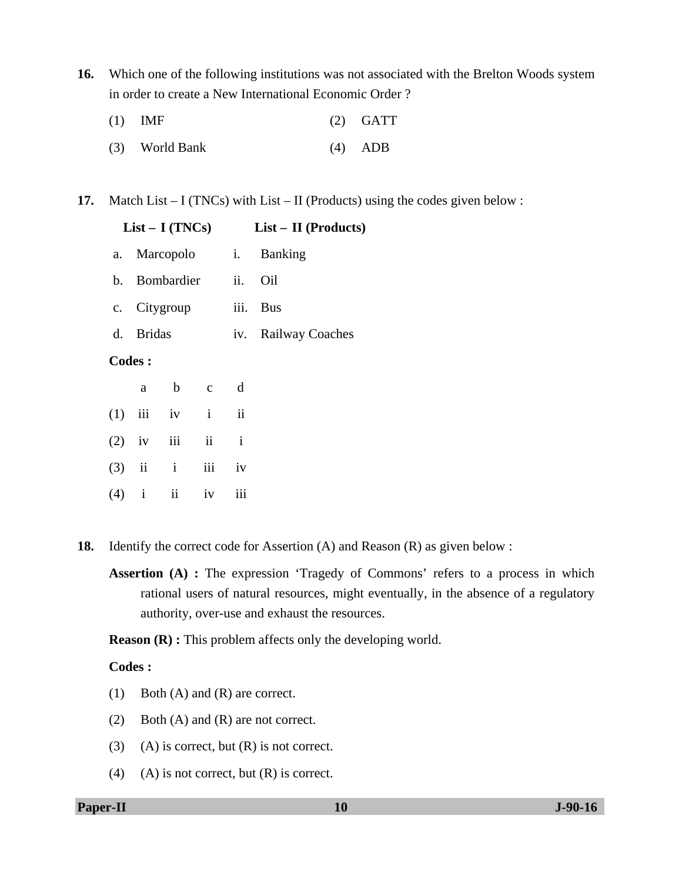16. Which one of the following institutions was not associated with the Brelton Woods system in order to create a New International Economic Order ?

(1) IMF (2) GATT

(3) World Bank (4) ADB

17. Match List – I (TNCs) with List – II (Products) using the codes given below :

| | List – I (TNCs) | | List – II (Products) |
|---|---|---|---|
| a. | Marcopolo | i. | Banking |
| b. | Bombardier | ii. | Oil |
| c. | Citygroup | iii. | Bus |
| d. | Bridas | iv. | Railway Coaches |

**Codes :**

| | a | b | c | d |
|---|---|---|---|---|
| (1) | iii | iv | i | ii |
| (2) | iv | iii | ii | i |
| (3) | ii | i | iii | iv |
| (4) | i | ii | iv | iii |

18. Identify the correct code for Assertion (A) and Reason (R) as given below :

**Assertion (A) :** The expression 'Tragedy of Commons' refers to a process in which rational users of natural resources, might eventually, in the absence of a regulatory authority, over-use and exhaust the resources.

**Reason (R) :** This problem affects only the developing world.

**Codes :**

(1) Both (A) and (R) are correct.

(2) Both (A) and (R) are not correct.

(3) (A) is correct, but (R) is not correct.

(4) (A) is not correct, but (R) is correct.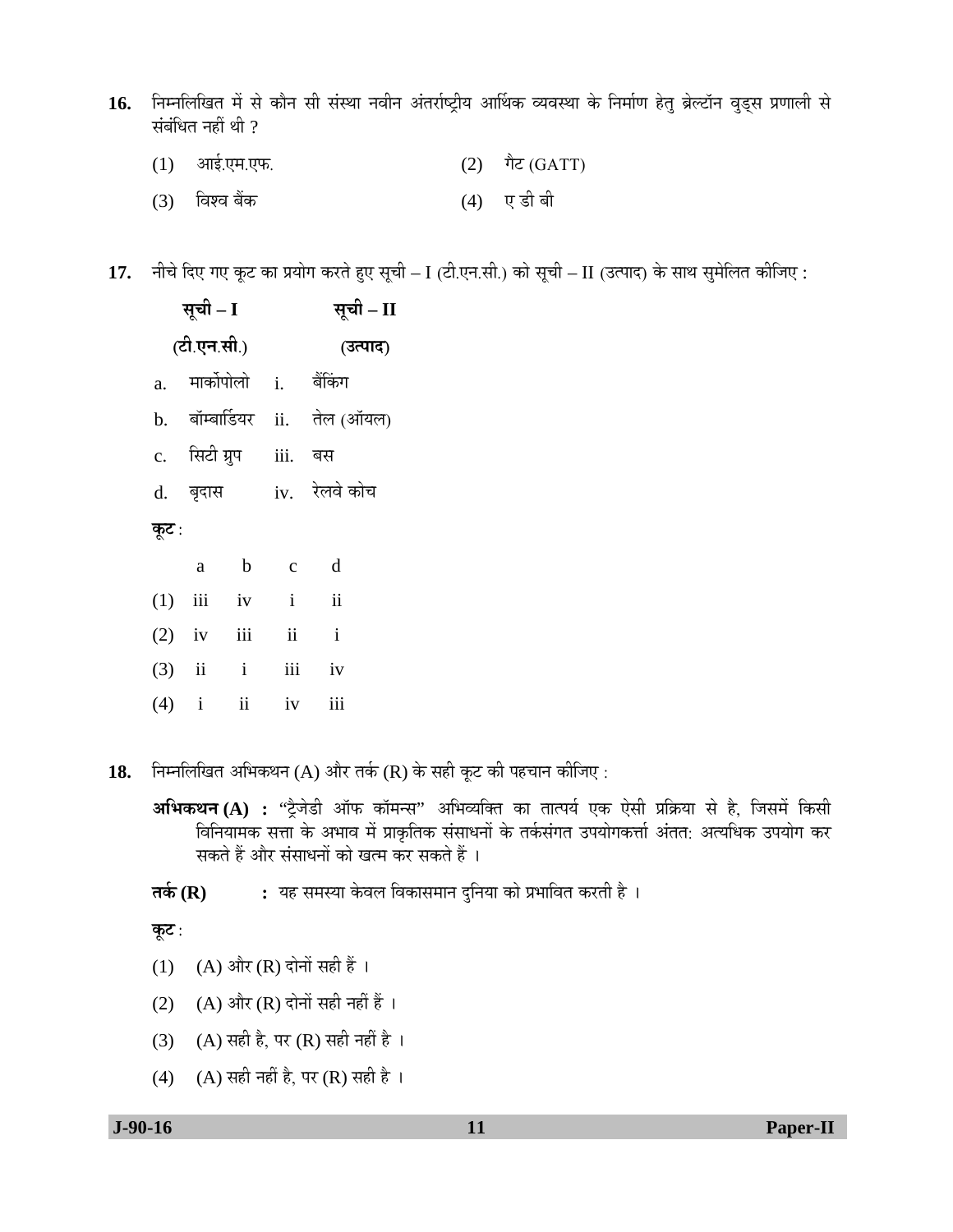**16.** निम्नलिखित में से कौन सी संस्था नवीन अंतर्राष्ट्रीय आर्थिक व्यवस्था के निर्माण हेतु ब्रेल्टॉन वुड्स प्रणाली से संबंधित नहीं थी ?

(1) आई.एम.एफ.

(2) गैट (GATT)

(3) विश्व बैंक

(4) ए डी बी

**17.** नीचे दिए गए कूट का प्रयोग करते हुए सूची – I (टी.एन.सी.) को सूची – II (उत्पाद) के साथ सुमेलित कीजिए :

| | **सूची – I (टी.एन.सी.)** | | **सूची – II (उत्पाद)** |
|---|---|---|---|
| a. | मार्कोपोलो | i. | बैंकिंग |
| b. | बॉम्बार्डियर | ii. | तेल (ऑयल) |
| c. | सिटी ग्रुप | iii. | बस |
| d. | बृदास | iv. | रेलवे कोच |

**कूट** :

| | a | b | c | d |
|---|---|---|---|---|
| (1) | iii | iv | i | ii |
| (2) | iv | iii | ii | i |
| (3) | ii | i | iii | iv |
| (4) | i | ii | iv | iii |

**18.** निम्नलिखित अभिकथन (A) और तर्क (R) के सही कूट की पहचान कीजिए :

**अभिकथन (A)** : "ट्रैजेडी ऑफ कॉमन्स" अभिव्यक्ति का तात्पर्य एक ऐसी प्रक्रिया से है, जिसमें किसी विनियामक सत्ता के अभाव में प्राकृतिक संसाधनों के तर्कसंगत उपयोगकर्ता अंततः अत्यधिक उपयोग कर सकते हैं और संसाधनों को खत्म कर सकते हैं ।

**तर्क (R)** : यह समस्या केवल विकासमान दुनिया को प्रभावित करती है ।

**कूट** :

(1) (A) और (R) दोनों सही हैं ।

(2) (A) और (R) दोनों सही नहीं हैं ।

(3) (A) सही है, पर (R) सही नहीं है ।

(4) (A) सही नहीं है, पर (R) सही है ।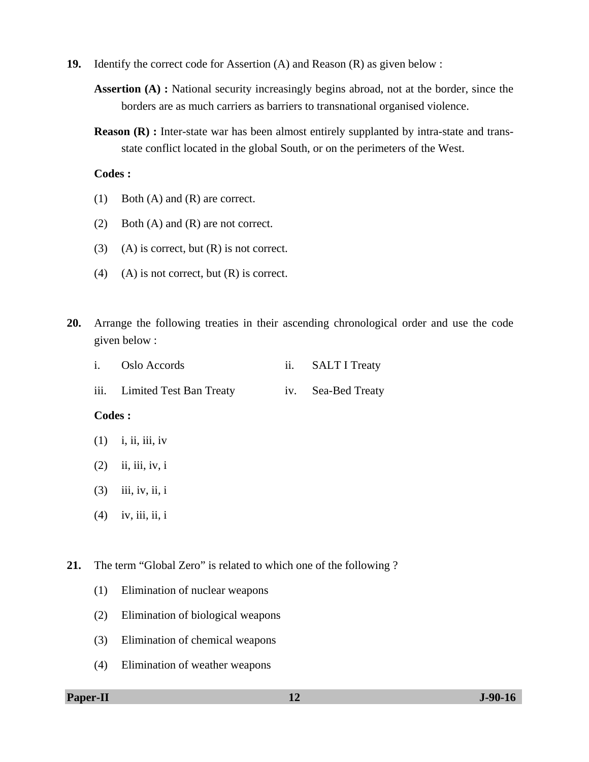19. Identify the correct code for Assertion (A) and Reason (R) as given below :

**Assertion (A) :** National security increasingly begins abroad, not at the border, since the borders are as much carriers as barriers to transnational organised violence.

**Reason (R) :** Inter-state war has been almost entirely supplanted by intra-state and trans-state conflict located in the global South, or on the perimeters of the West.

**Codes :**

(1) Both (A) and (R) are correct.

(2) Both (A) and (R) are not correct.

(3) (A) is correct, but (R) is not correct.

(4) (A) is not correct, but (R) is correct.

20. Arrange the following treaties in their ascending chronological order and use the code given below :

i. Oslo Accords

ii. SALT I Treaty

iii. Limited Test Ban Treaty

iv. Sea-Bed Treaty

**Codes :**

(1) i, ii, iii, iv

(2) ii, iii, iv, i

(3) iii, iv, ii, i

(4) iv, iii, ii, i

21. The term "Global Zero" is related to which one of the following ?

(1) Elimination of nuclear weapons

(2) Elimination of biological weapons

(3) Elimination of chemical weapons

(4) Elimination of weather weapons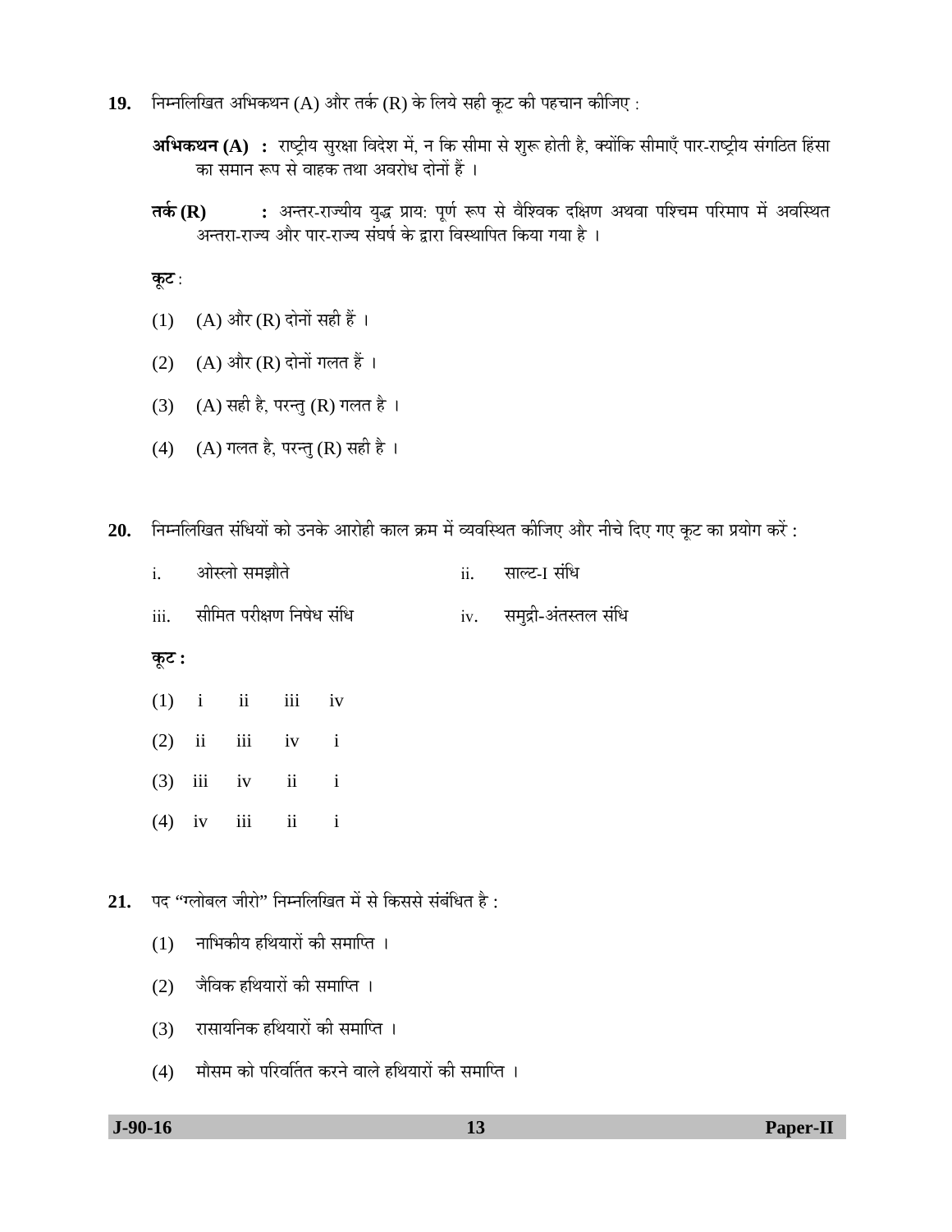**19.** निम्नलिखित अभिकथन (A) और तर्क (R) के लिये सही कूट की पहचान कीजिए :

**अभिकथन (A) :** राष्ट्रीय सुरक्षा विदेश में, न कि सीमा से शुरू होती है, क्योंकि सीमाएँ पार-राष्ट्रीय संगठित हिंसा का समान रूप से वाहक तथा अवरोध दोनों हैं ।

**तर्क (R) :** अन्तर-राज्यीय युद्ध प्राय: पूर्ण रूप से वैश्विक दक्षिण अथवा पश्चिम परिमाप में अवस्थित अन्तरा-राज्य और पार-राज्य संघर्ष के द्वारा विस्थापित किया गया है ।

**कूट** :

(1) (A) और (R) दोनों सही हैं ।

(2) (A) और (R) दोनों गलत हैं ।

(3) (A) सही है, परन्तु (R) गलत है ।

(4) (A) गलत है, परन्तु (R) सही है ।

**20.** निम्नलिखित संधियों को उनके आरोही काल क्रम में व्यवस्थित कीजिए और नीचे दिए गए कूट का प्रयोग करें :

i. ओस्लो समझौते

ii. साल्ट-I संधि

iii. सीमित परीक्षण निषेध संधि

iv. समुद्री-अंतस्तल संधि

**कूट :**

(1) i ii iii iv

(2) ii iii iv i

(3) iii iv ii i

(4) iv iii ii i

**21.** पद "ग्लोबल जीरो" निम्नलिखित में से किससे संबंधित है :

(1) नाभिकीय हथियारों की समाप्ति ।

(2) जैविक हथियारों की समाप्ति ।

(3) रासायनिक हथियारों की समाप्ति ।

(4) मौसम को परिवर्तित करने वाले हथियारों की समाप्ति ।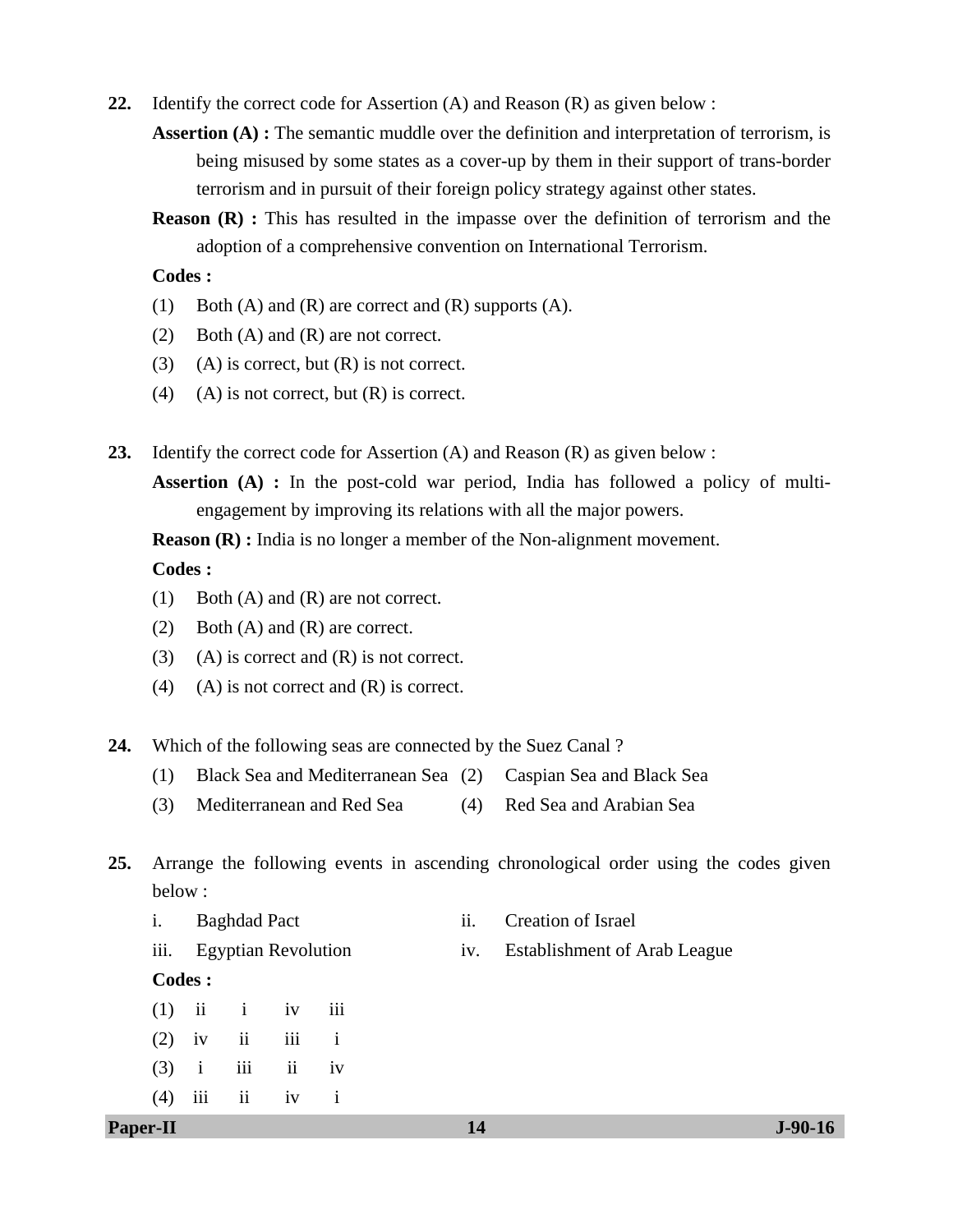**22.** Identify the correct code for Assertion (A) and Reason (R) as given below :

**Assertion (A) :** The semantic muddle over the definition and interpretation of terrorism, is being misused by some states as a cover-up by them in their support of trans-border terrorism and in pursuit of their foreign policy strategy against other states.

**Reason (R) :** This has resulted in the impasse over the definition of terrorism and the adoption of a comprehensive convention on International Terrorism.

**Codes :**

(1) Both (A) and (R) are correct and (R) supports (A).

(2) Both (A) and (R) are not correct.

(3) (A) is correct, but (R) is not correct.

(4) (A) is not correct, but (R) is correct.

**23.** Identify the correct code for Assertion (A) and Reason (R) as given below :

**Assertion (A) :** In the post-cold war period, India has followed a policy of multi-engagement by improving its relations with all the major powers.

**Reason (R) :** India is no longer a member of the Non-alignment movement.

**Codes :**

(1) Both (A) and (R) are not correct.

(2) Both (A) and (R) are correct.

(3) (A) is correct and (R) is not correct.

(4) (A) is not correct and (R) is correct.

**24.** Which of the following seas are connected by the Suez Canal ?

(1) Black Sea and Mediterranean Sea

(2) Caspian Sea and Black Sea

(3) Mediterranean and Red Sea

(4) Red Sea and Arabian Sea

**25.** Arrange the following events in ascending chronological order using the codes given below :

i. Baghdad Pact

ii. Creation of Israel

iii. Egyptian Revolution

iv. Establishment of Arab League

**Codes :**

(1) ii i iv iii

(2) iv ii iii i

(3) i iii ii iv

(4) iii ii iv i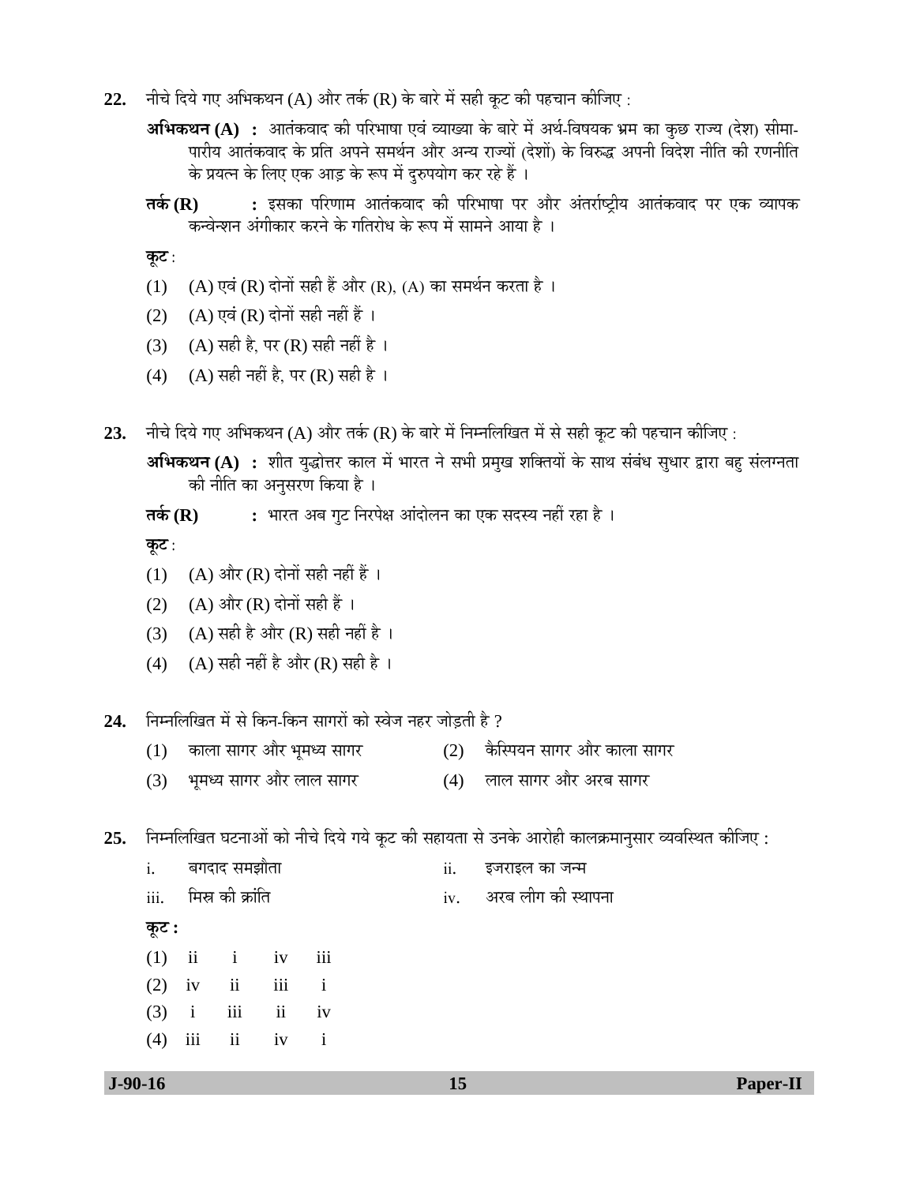**22.** नीचे दिये गए अभिकथन (A) और तर्क (R) के बारे में सही कूट की पहचान कीजिए :

**अभिकथन (A)** : आतंकवाद की परिभाषा एवं व्याख्या के बारे में अर्थ-विषयक भ्रम का कुछ राज्य (देश) सीमा-पारीय आतंकवाद के प्रति अपने समर्थन और अन्य राज्यों (देशों) के विरुद्ध अपनी विदेश नीति की रणनीति के प्रयत्न के लिए एक आड़ के रूप में दुरुपयोग कर रहे हैं ।

**तर्क (R)** : इसका परिणाम आतंकवाद की परिभाषा पर और अंतर्राष्ट्रीय आतंकवाद पर एक व्यापक कन्वेन्शन अंगीकार करने के गतिरोध के रूप में सामने आया है ।

**कूट** :

(1) (A) एवं (R) दोनों सही हैं और (R), (A) का समर्थन करता है ।

(2) (A) एवं (R) दोनों सही नहीं हैं ।

(3) (A) सही है, पर (R) सही नहीं है ।

(4) (A) सही नहीं है, पर (R) सही है ।

**23.** नीचे दिये गए अभिकथन (A) और तर्क (R) के बारे में निम्नलिखित में से सही कूट की पहचान कीजिए :

**अभिकथन (A)** : शीत युद्धोत्तर काल में भारत ने सभी प्रमुख शक्तियों के साथ संबंध सुधार द्वारा बहु संलग्नता की नीति का अनुसरण किया है ।

**तर्क (R)** : भारत अब गुट निरपेक्ष आंदोलन का एक सदस्य नहीं रहा है ।

**कूट** :

(1) (A) और (R) दोनों सही नहीं हैं ।

(2) (A) और (R) दोनों सही हैं ।

(3) (A) सही है और (R) सही नहीं है ।

(4) (A) सही नहीं है और (R) सही है ।

**24.** निम्नलिखित में से किन-किन सागरों को स्वेज नहर जोड़ती है ?

(1) काला सागर और भूमध्य सागर

(2) कैस्पियन सागर और काला सागर

(3) भूमध्य सागर और लाल सागर

(4) लाल सागर और अरब सागर

**25.** निम्नलिखित घटनाओं को नीचे दिये गये कूट की सहायता से उनके आरोही कालक्रमानुसार व्यवस्थित कीजिए :

i. बगदाद समझौता

ii. इजराइल का जन्म

iii. मिस्र की क्रांति

iv. अरब लीग की स्थापना

**कूट :**

(1) ii i iv iii

(2) iv ii iii i

(3) i iii ii iv

(4) iii ii iv i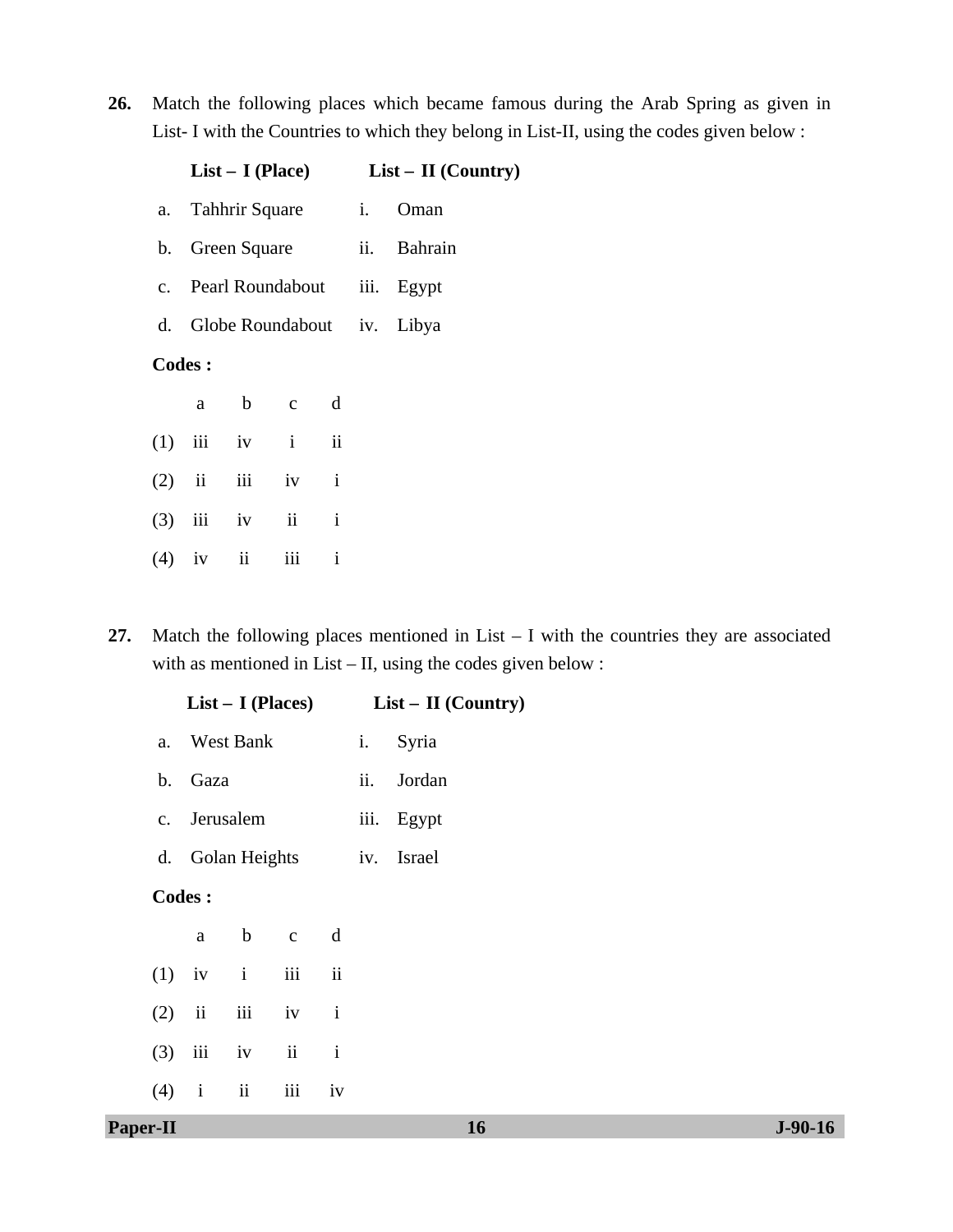**26.** Match the following places which became famous during the Arab Spring as given in List- I with the Countries to which they belong in List-II, using the codes given below :

| | List – I (Place) | | List – II (Country) |
|---|---|---|---|
| a. | Tahhrir Square | i. | Oman |
| b. | Green Square | ii. | Bahrain |
| c. | Pearl Roundabout | iii. | Egypt |
| d. | Globe Roundabout | iv. | Libya |

**Codes :**

| | a | b | c | d |
|---|---|---|---|---|
| (1) | iii | iv | i | ii |
| (2) | ii | iii | iv | i |
| (3) | iii | iv | ii | i |
| (4) | iv | ii | iii | i |

**27.** Match the following places mentioned in List – I with the countries they are associated with as mentioned in List – II, using the codes given below :

| | List – I (Places) | | List – II (Country) |
|---|---|---|---|
| a. | West Bank | i. | Syria |
| b. | Gaza | ii. | Jordan |
| c. | Jerusalem | iii. | Egypt |
| d. | Golan Heights | iv. | Israel |

**Codes :**

| | a | b | c | d |
|---|---|---|---|---|
| (1) | iv | i | iii | ii |
| (2) | ii | iii | iv | i |
| (3) | iii | iv | ii | i |
| (4) | i | ii | iii | iv |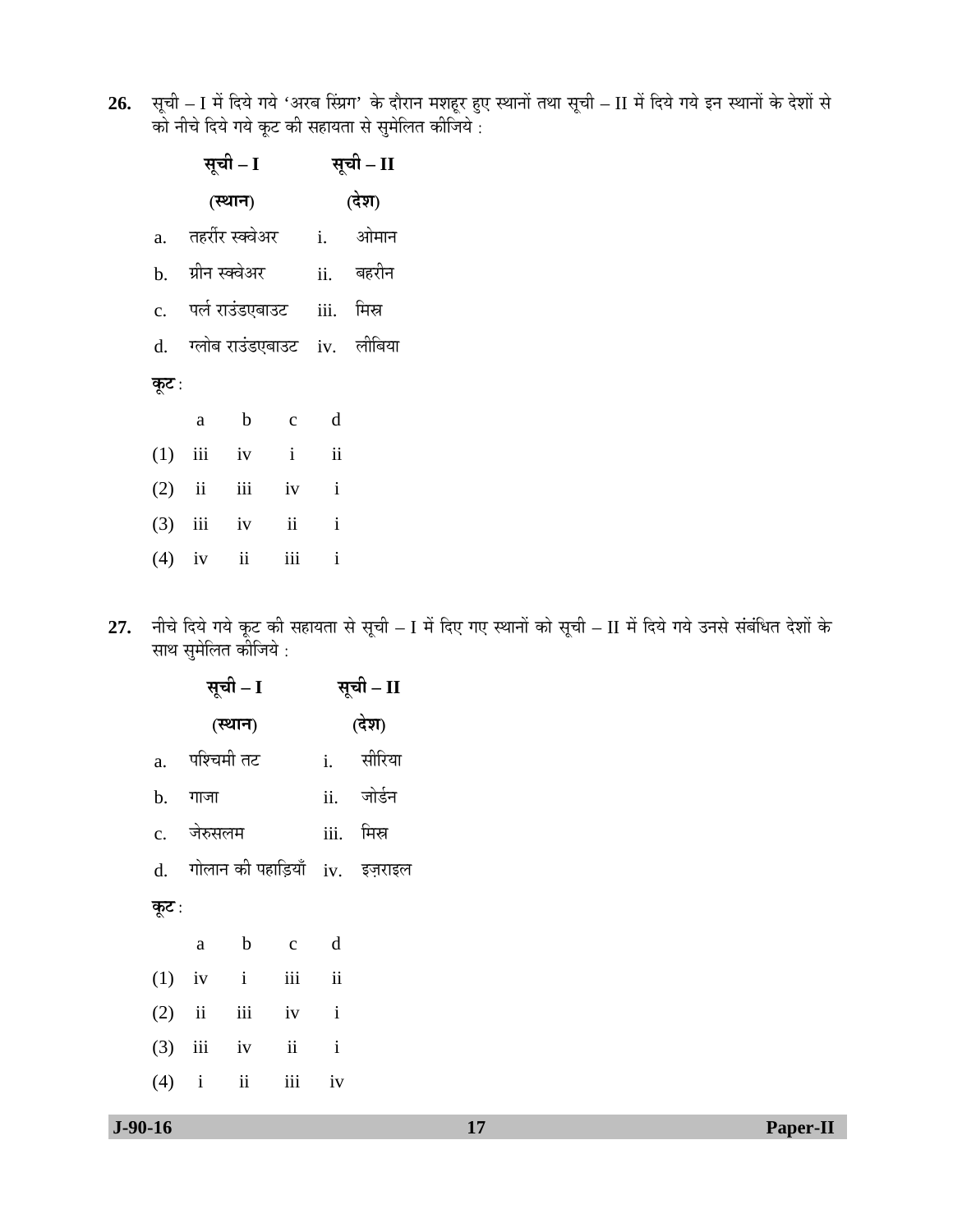**26.** सूची – I में दिये गये 'अरब स्प्रिंग' के दौरान मशहूर हुए स्थानों तथा सूची – II में दिये गये इन स्थानों के देशों से को नीचे दिये गये कूट की सहायता से सुमेलित कीजिये :

| | सूची – I (स्थान) | | सूची – II (देश) |
|---|---|---|---|
| a. | तहरीर स्क्वेअर | i. | ओमान |
| b. | ग्रीन स्क्वेअर | ii. | बहरीन |
| c. | पर्ल राउंडएबाउट | iii. | मिस्र |
| d. | ग्लोब राउंडएबाउट | iv. | लीबिया |

**कूट :**

| | a | b | c | d |
|---|---|---|---|---|
| (1) | iii | iv | i | ii |
| (2) | ii | iii | iv | i |
| (3) | iii | iv | ii | i |
| (4) | iv | ii | iii | i |

**27.** नीचे दिये गये कूट की सहायता से सूची – I में दिए गए स्थानों को सूची – II में दिये गये उनसे संबंधित देशों के साथ सुमेलित कीजिये :

| | सूची – I (स्थान) | | सूची – II (देश) |
|---|---|---|---|
| a. | पश्चिमी तट | i. | सीरिया |
| b. | गाजा | ii. | जोर्डन |
| c. | जेरुसलम | iii. | मिस्र |
| d. | गोलान की पहाड़ियाँ | iv. | इज़राइल |

**कूट :**

| | a | b | c | d |
|---|---|---|---|---|
| (1) | iv | i | iii | ii |
| (2) | ii | iii | iv | i |
| (3) | iii | iv | ii | i |
| (4) | i | ii | iii | iv |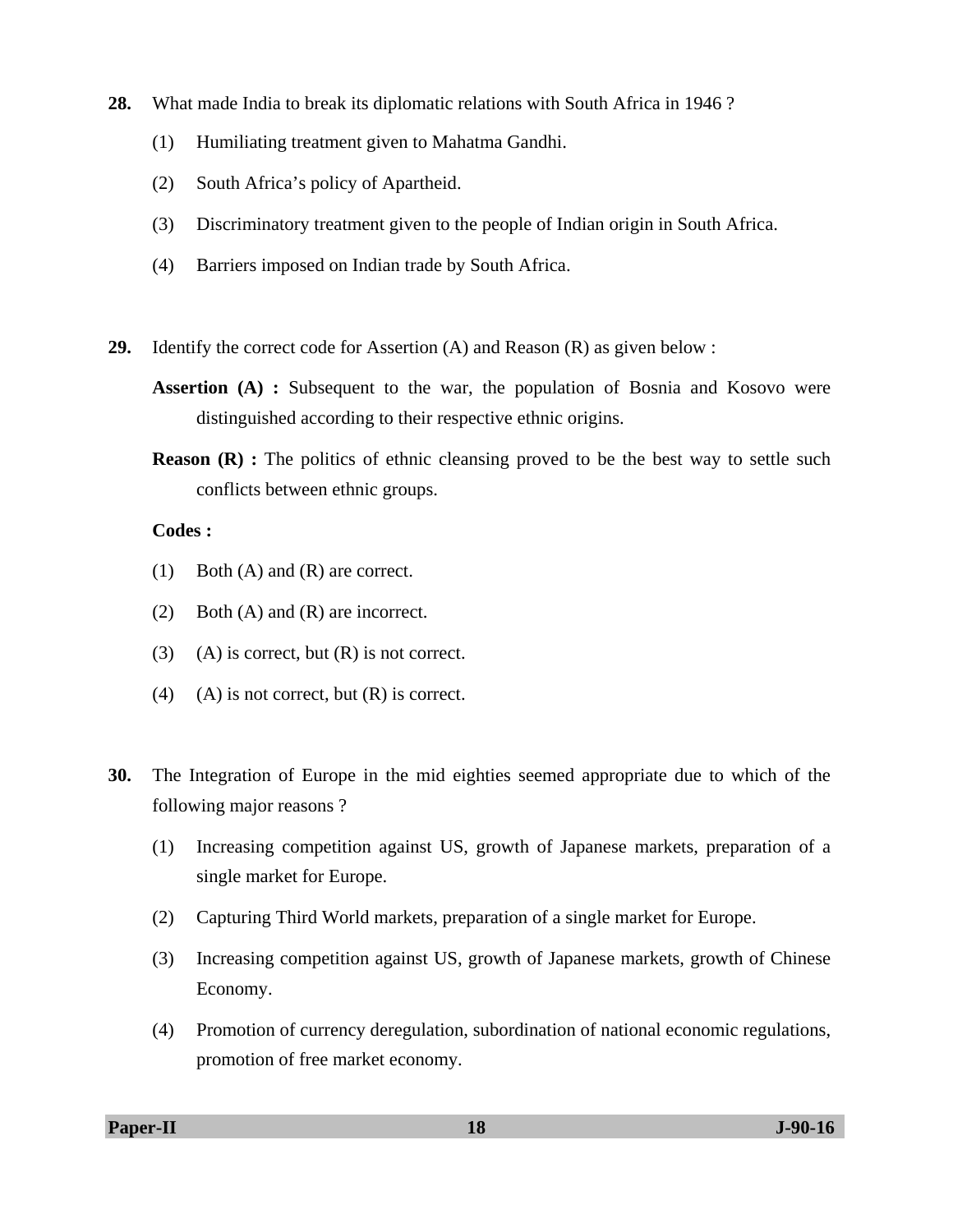**28.** What made India to break its diplomatic relations with South Africa in 1946 ?

(1) Humiliating treatment given to Mahatma Gandhi.

(2) South Africa's policy of Apartheid.

(3) Discriminatory treatment given to the people of Indian origin in South Africa.

(4) Barriers imposed on Indian trade by South Africa.

**29.** Identify the correct code for Assertion (A) and Reason (R) as given below :

**Assertion (A) :** Subsequent to the war, the population of Bosnia and Kosovo were distinguished according to their respective ethnic origins.

**Reason (R) :** The politics of ethnic cleansing proved to be the best way to settle such conflicts between ethnic groups.

**Codes :**

(1) Both (A) and (R) are correct.

(2) Both (A) and (R) are incorrect.

(3) (A) is correct, but (R) is not correct.

(4) (A) is not correct, but (R) is correct.

**30.** The Integration of Europe in the mid eighties seemed appropriate due to which of the following major reasons ?

(1) Increasing competition against US, growth of Japanese markets, preparation of a single market for Europe.

(2) Capturing Third World markets, preparation of a single market for Europe.

(3) Increasing competition against US, growth of Japanese markets, growth of Chinese Economy.

(4) Promotion of currency deregulation, subordination of national economic regulations, promotion of free market economy.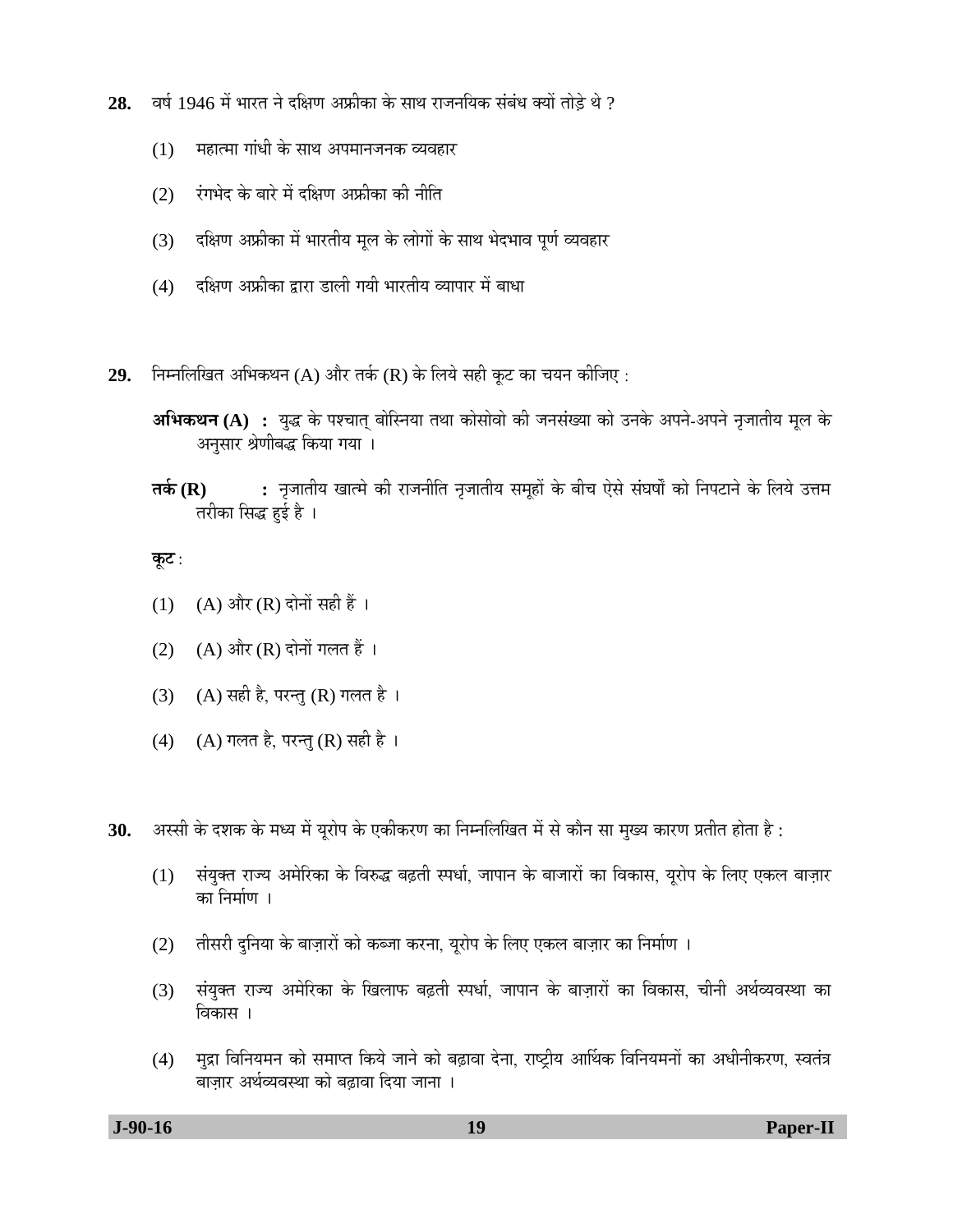**28.** वर्ष 1946 में भारत ने दक्षिण अफ्रीका के साथ राजनयिक संबंध क्यों तोड़े थे ?

(1) महात्मा गांधी के साथ अपमानजनक व्यवहार

(2) रंगभेद के बारे में दक्षिण अफ्रीका की नीति

(3) दक्षिण अफ्रीका में भारतीय मूल के लोगों के साथ भेदभाव पूर्ण व्यवहार

(4) दक्षिण अफ्रीका द्वारा डाली गयी भारतीय व्यापार में बाधा

**29.** निम्नलिखित अभिकथन (A) और तर्क (R) के लिये सही कूट का चयन कीजिए :

**अभिकथन (A) :** युद्ध के पश्चात् बोस्निया तथा कोसोवो की जनसंख्या को उनके अपने-अपने नृजातीय मूल के अनुसार श्रेणीबद्ध किया गया ।

**तर्क (R) :** नृजातीय खात्मे की राजनीति नृजातीय समूहों के बीच ऐसे संघर्षों को निपटाने के लिये उत्तम तरीका सिद्ध हुई है ।

**कूट** :

(1) (A) और (R) दोनों सही हैं ।

(2) (A) और (R) दोनों गलत हैं ।

(3) (A) सही है, परन्तु (R) गलत है ।

(4) (A) गलत है, परन्तु (R) सही है ।

**30.** अस्सी के दशक के मध्य में यूरोप के एकीकरण का निम्नलिखित में से कौन सा मुख्य कारण प्रतीत होता है :

(1) संयुक्त राज्य अमेरिका के विरुद्ध बढ़ती स्पर्धा, जापान के बाजारों का विकास, यूरोप के लिए एकल बाज़ार का निर्माण ।

(2) तीसरी दुनिया के बाज़ारों को कब्जा करना, यूरोप के लिए एकल बाज़ार का निर्माण ।

(3) संयुक्त राज्य अमेरिका के खिलाफ बढ़ती स्पर्धा, जापान के बाज़ारों का विकास, चीनी अर्थव्यवस्था का विकास ।

(4) मुद्रा विनियमन को समाप्त किये जाने को बढ़ावा देना, राष्ट्रीय आर्थिक विनियमनों का अधीनीकरण, स्वतंत्र बाज़ार अर्थव्यवस्था को बढ़ावा दिया जाना ।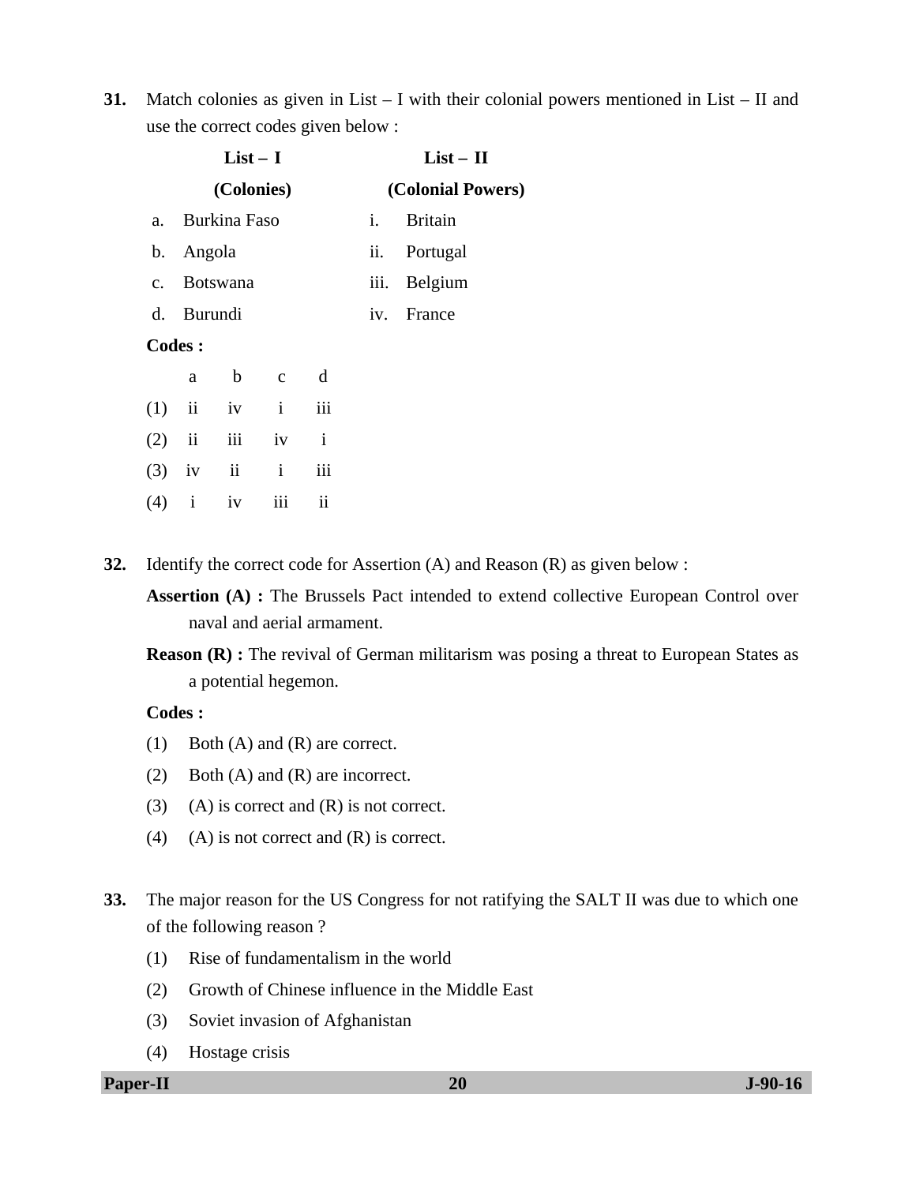**31.** Match colonies as given in List – I with their colonial powers mentioned in List – II and use the correct codes given below :

| List – I (Colonies) | | List – II (Colonial Powers) | |
|---|---|---|---|
| a. | Burkina Faso | i. | Britain |
| b. | Angola | ii. | Portugal |
| c. | Botswana | iii. | Belgium |
| d. | Burundi | iv. | France |

**Codes :**

| | a | b | c | d |
|---|---|---|---|---|
| (1) | ii | iv | i | iii |
| (2) | ii | iii | iv | i |
| (3) | iv | ii | i | iii |
| (4) | i | iv | iii | ii |

**32.** Identify the correct code for Assertion (A) and Reason (R) as given below :

**Assertion (A) :** The Brussels Pact intended to extend collective European Control over naval and aerial armament.

**Reason (R) :** The revival of German militarism was posing a threat to European States as a potential hegemon.

**Codes :**

(1) Both (A) and (R) are correct.

(2) Both (A) and (R) are incorrect.

(3) (A) is correct and (R) is not correct.

(4) (A) is not correct and (R) is correct.

**33.** The major reason for the US Congress for not ratifying the SALT II was due to which one of the following reason ?

(1) Rise of fundamentalism in the world

(2) Growth of Chinese influence in the Middle East

(3) Soviet invasion of Afghanistan

(4) Hostage crisis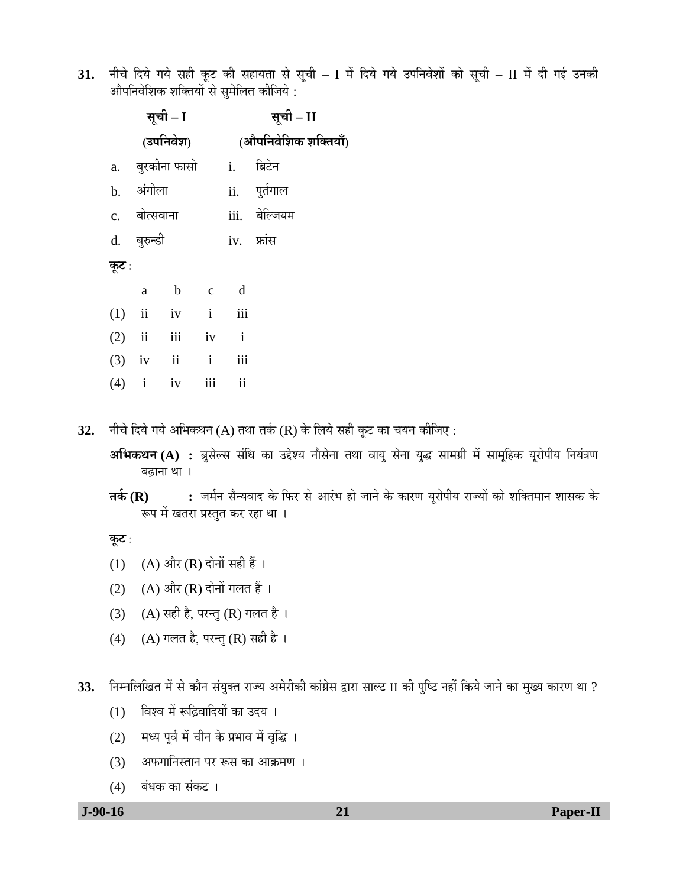**31.** नीचे दिये गये सही कूट की सहायता से सूची – I में दिये गये उपनिवेशों को सूची – II में दी गई उनकी औपनिवेशिक शक्तियों से सुमेलित कीजिये :

| | **सूची – I** (उपनिवेश) | | **सूची – II** (औपनिवेशिक शक्तियाँ) |
|---|---|---|---|
| a. | बुरकीना फासो | i. | ब्रिटेन |
| b. | अंगोला | ii. | पुर्तगाल |
| c. | बोत्सवाना | iii. | बेल्जियम |
| d. | बुरुन्डी | iv. | फ्रांस |

**कूट :**

| | a | b | c | d |
|---|---|---|---|---|
| (1) | ii | iv | i | iii |
| (2) | ii | iii | iv | i |
| (3) | iv | ii | i | iii |
| (4) | i | iv | iii | ii |

**32.** नीचे दिये गये अभिकथन (A) तथा तर्क (R) के लिये सही कूट का चयन कीजिए :

**अभिकथन (A) :** ब्रुसेल्स संधि का उद्देश्य नौसेना तथा वायु सेना युद्ध सामग्री में सामूहिक यूरोपीय नियंत्रण बढ़ाना था ।

**तर्क (R) :** जर्मन सैन्यवाद के फिर से आरंभ हो जाने के कारण यूरोपीय राज्यों को शक्तिमान शासक के रूप में खतरा प्रस्तुत कर रहा था ।

**कूट :**

(1) (A) और (R) दोनों सही हैं ।

(2) (A) और (R) दोनों गलत हैं ।

(3) (A) सही है, परन्तु (R) गलत है ।

(4) (A) गलत है, परन्तु (R) सही है ।

**33.** निम्नलिखित में से कौन संयुक्त राज्य अमेरीकी कांग्रेस द्वारा साल्ट II की पुष्टि नहीं किये जाने का मुख्य कारण था ?

(1) विश्व में रूढ़िवादियों का उदय ।

(2) मध्य पूर्व में चीन के प्रभाव में वृद्धि ।

(3) अफगानिस्तान पर रूस का आक्रमण ।

(4) बंधक का संकट ।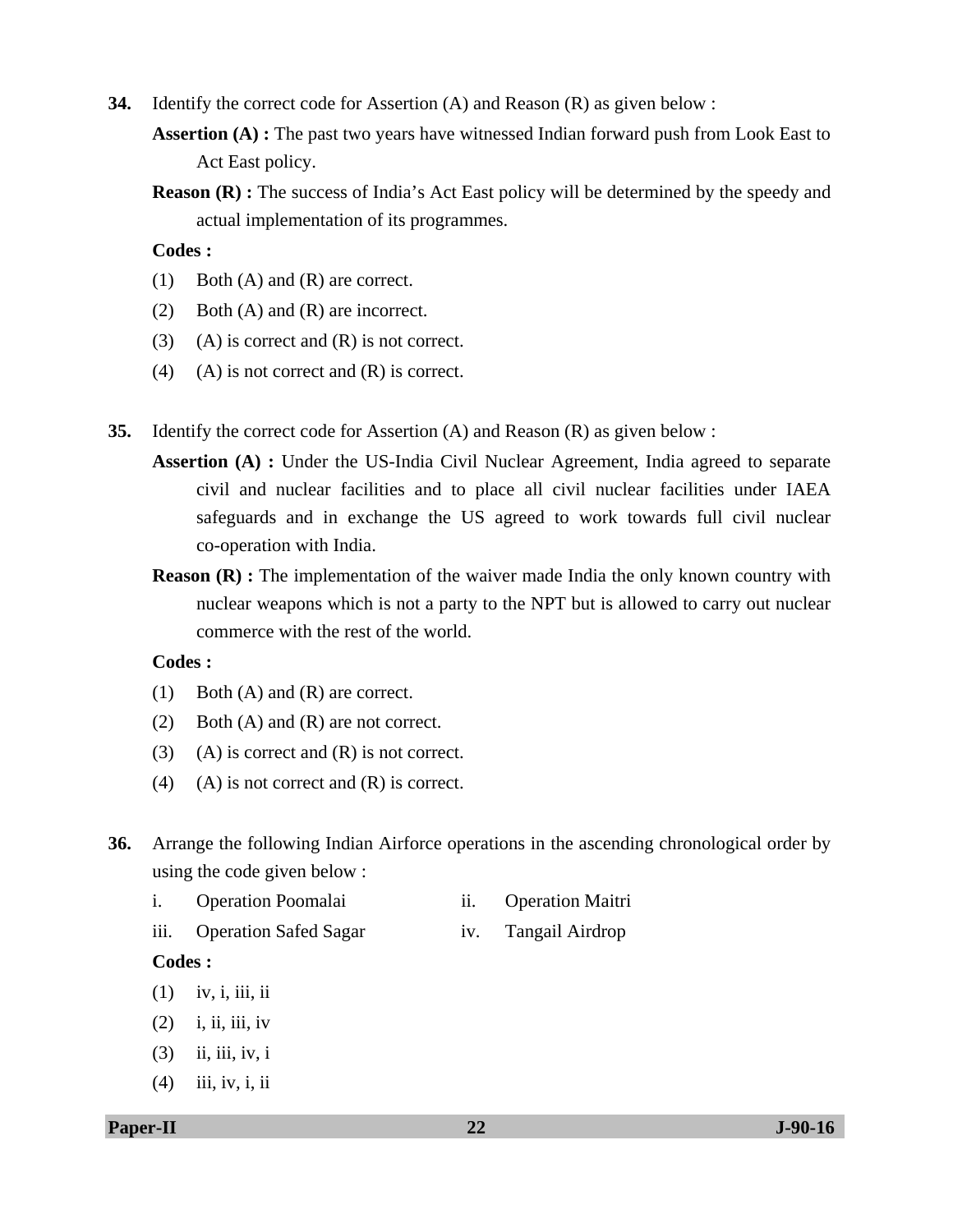**34.** Identify the correct code for Assertion (A) and Reason (R) as given below :

**Assertion (A) :** The past two years have witnessed Indian forward push from Look East to Act East policy.

**Reason (R) :** The success of India's Act East policy will be determined by the speedy and actual implementation of its programmes.

**Codes :**

(1) Both (A) and (R) are correct.

(2) Both (A) and (R) are incorrect.

(3) (A) is correct and (R) is not correct.

(4) (A) is not correct and (R) is correct.

**35.** Identify the correct code for Assertion (A) and Reason (R) as given below :

**Assertion (A) :** Under the US-India Civil Nuclear Agreement, India agreed to separate civil and nuclear facilities and to place all civil nuclear facilities under IAEA safeguards and in exchange the US agreed to work towards full civil nuclear co-operation with India.

**Reason (R) :** The implementation of the waiver made India the only known country with nuclear weapons which is not a party to the NPT but is allowed to carry out nuclear commerce with the rest of the world.

**Codes :**

(1) Both (A) and (R) are correct.

(2) Both (A) and (R) are not correct.

(3) (A) is correct and (R) is not correct.

(4) (A) is not correct and (R) is correct.

**36.** Arrange the following Indian Airforce operations in the ascending chronological order by using the code given below :

i. Operation Poomalai

ii. Operation Maitri

iii. Operation Safed Sagar

iv. Tangail Airdrop

**Codes :**

(1) iv, i, iii, ii

(2) i, ii, iii, iv

(3) ii, iii, iv, i

(4) iii, iv, i, ii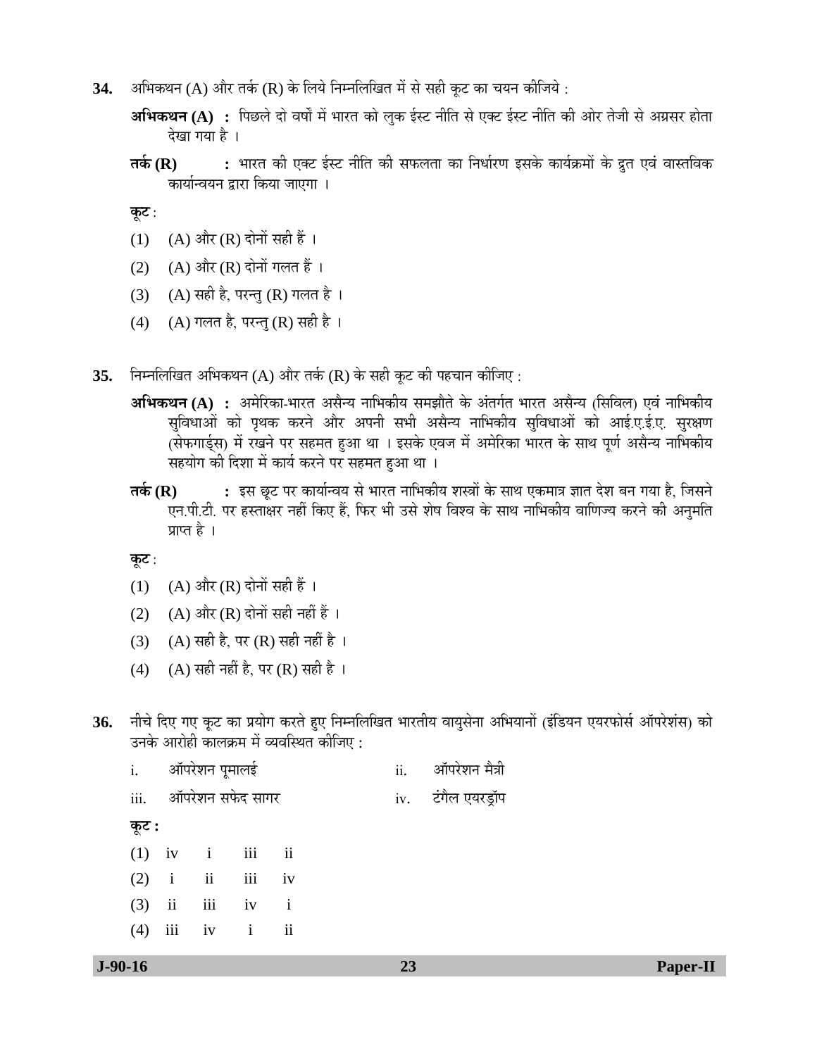**34.** अभिकथन (A) और तर्क (R) के लिये निम्नलिखित में से सही कूट का चयन कीजिये :

**अभिकथन (A) :** पिछले दो वर्षों में भारत को लुक ईस्ट नीति से एक्ट ईस्ट नीति की ओर तेजी से अग्रसर होता देखा गया है ।

**तर्क (R) :** भारत की एक्ट ईस्ट नीति की सफलता का निर्धारण इसके कार्यक्रमों के द्रुत एवं वास्तविक कार्यान्वयन द्वारा किया जाएगा ।

**कूट :**

(1) (A) और (R) दोनों सही हैं ।

(2) (A) और (R) दोनों गलत हैं ।

(3) (A) सही है, परन्तु (R) गलत है ।

(4) (A) गलत है, परन्तु (R) सही है ।

**35.** निम्नलिखित अभिकथन (A) और तर्क (R) के सही कूट की पहचान कीजिए :

**अभिकथन (A) :** अमेरिका-भारत असैन्य नाभिकीय समझौते के अंतर्गत भारत असैन्य (सिविल) एवं नाभिकीय सुविधाओं को पृथक करने और अपनी सभी असैन्य नाभिकीय सुविधाओं को आई.ए.ई.ए. सुरक्षण (सेफगार्ड्स) में रखने पर सहमत हुआ था । इसके एवज में अमेरिका भारत के साथ पूर्ण असैन्य नाभिकीय सहयोग की दिशा में कार्य करने पर सहमत हुआ था ।

**तर्क (R) :** इस छूट पर कार्यान्वय से भारत नाभिकीय शस्त्रों के साथ एकमात्र ज्ञात देश बन गया है, जिसने एन.पी.टी. पर हस्ताक्षर नहीं किए हैं, फिर भी उसे शेष विश्व के साथ नाभिकीय वाणिज्य करने की अनुमति प्राप्त है ।

**कूट :**

(1) (A) और (R) दोनों सही हैं ।

(2) (A) और (R) दोनों सही नहीं हैं ।

(3) (A) सही है, पर (R) सही नहीं है ।

(4) (A) सही नहीं है, पर (R) सही है ।

**36.** नीचे दिए गए कूट का प्रयोग करते हुए निम्नलिखित भारतीय वायुसेना अभियानों (इंडियन एयरफोर्स ऑपरेशंस) को उनके आरोही कालक्रम में व्यवस्थित कीजिए :

i. ऑपरेशन पूमालई

ii. ऑपरेशन मैत्री

iii. ऑपरेशन सफेद सागर

iv. टंगैल एयरड्रॉप

**कूट :**

(1) iv i iii ii

(2) i ii iii iv

(3) ii iii iv i

(4) iii iv i ii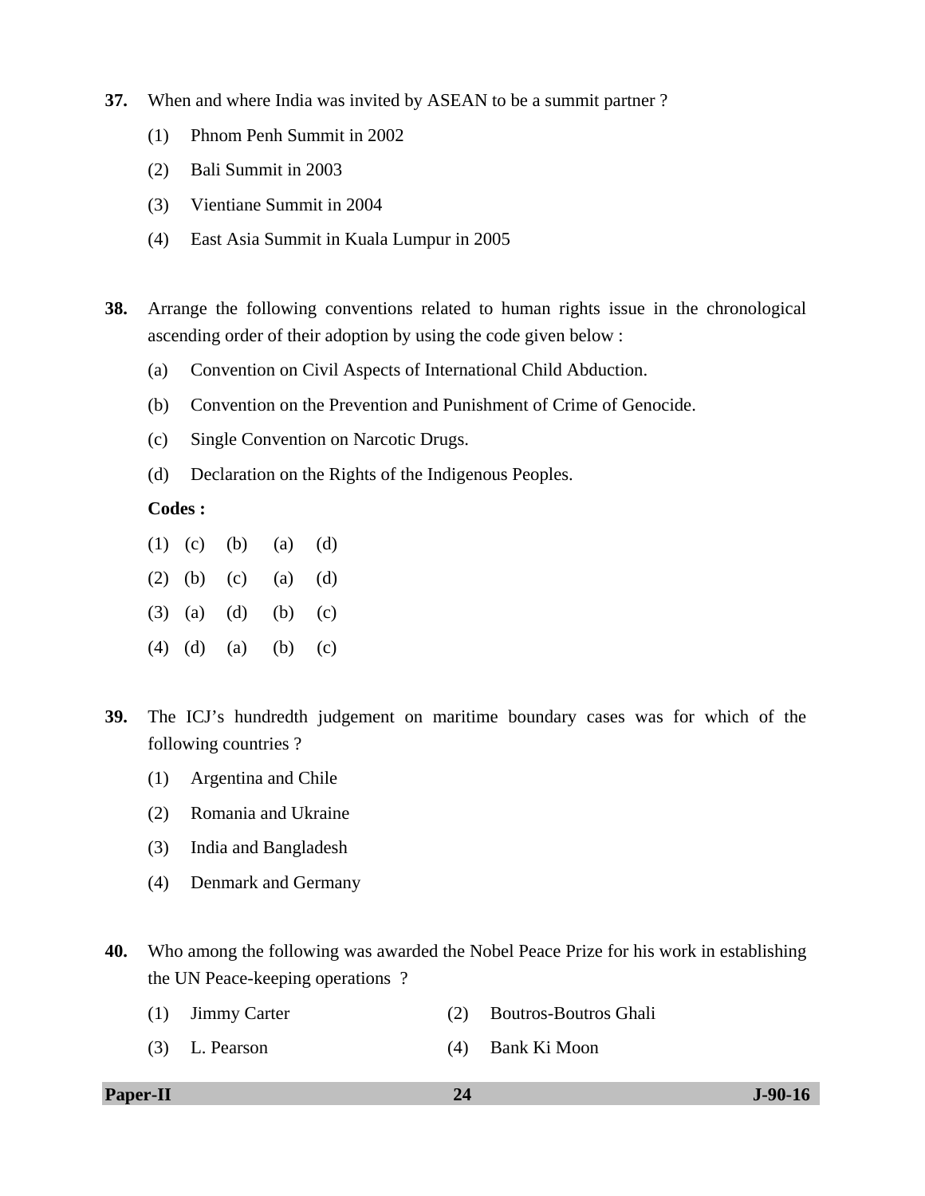**37.** When and where India was invited by ASEAN to be a summit partner ?

(1) Phnom Penh Summit in 2002

(2) Bali Summit in 2003

(3) Vientiane Summit in 2004

(4) East Asia Summit in Kuala Lumpur in 2005

**38.** Arrange the following conventions related to human rights issue in the chronological ascending order of their adoption by using the code given below :

(a) Convention on Civil Aspects of International Child Abduction.

(b) Convention on the Prevention and Punishment of Crime of Genocide.

(c) Single Convention on Narcotic Drugs.

(d) Declaration on the Rights of the Indigenous Peoples.

**Codes :**

(1) (c) (b) (a) (d)

(2) (b) (c) (a) (d)

(3) (a) (d) (b) (c)

(4) (d) (a) (b) (c)

**39.** The ICJ's hundredth judgement on maritime boundary cases was for which of the following countries ?

(1) Argentina and Chile

(2) Romania and Ukraine

(3) India and Bangladesh

(4) Denmark and Germany

**40.** Who among the following was awarded the Nobel Peace Prize for his work in establishing the UN Peace-keeping operations ?

(1) Jimmy Carter

(2) Boutros-Boutros Ghali

(3) L. Pearson

(4) Bank Ki Moon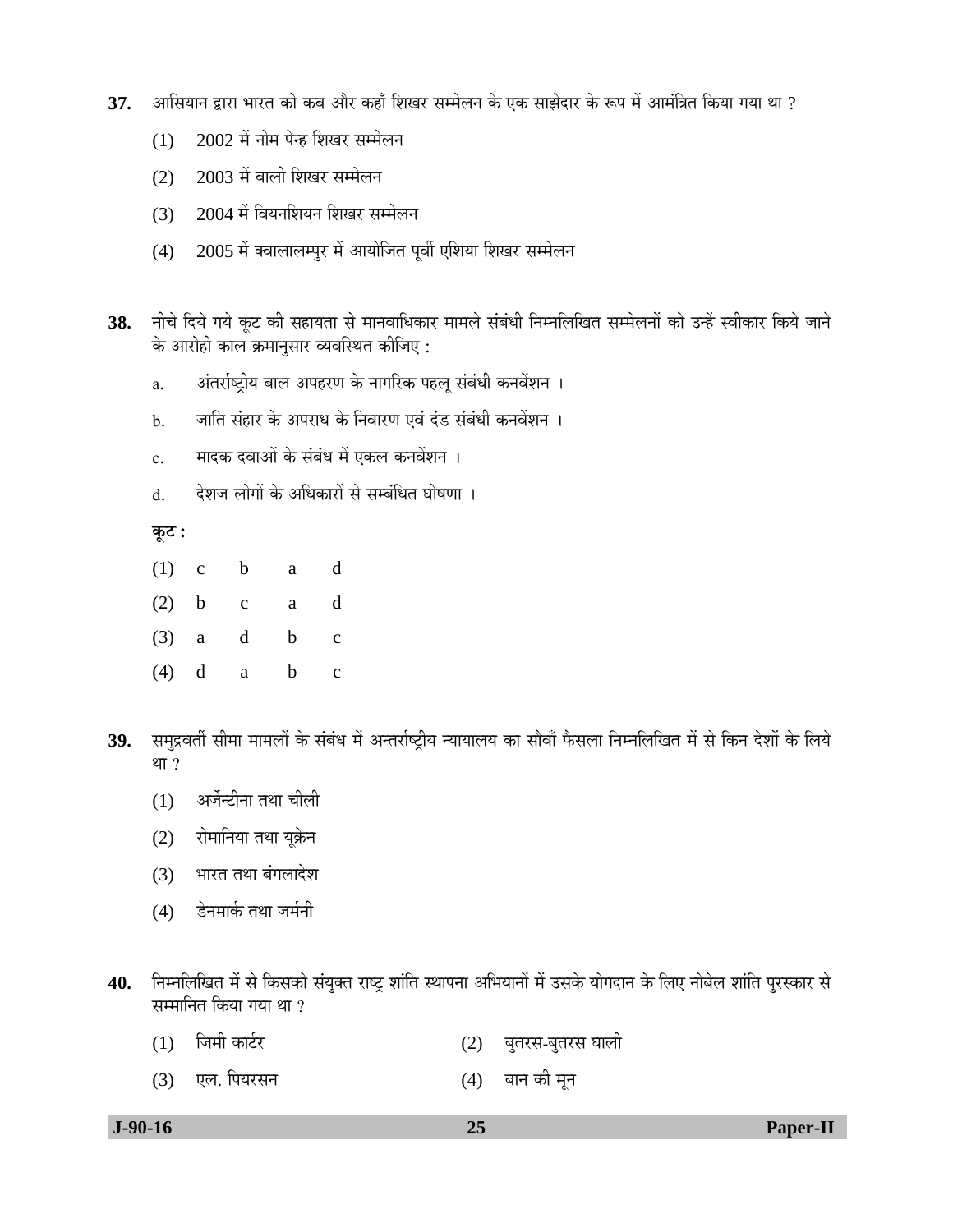**37.** आसियान द्वारा भारत को कब और कहाँ शिखर सम्मेलन के एक साझेदार के रूप में आमंत्रित किया गया था ?

(1) 2002 में नोम पेन्ह शिखर सम्मेलन

(2) 2003 में बाली शिखर सम्मेलन

(3) 2004 में वियनशियन शिखर सम्मेलन

(4) 2005 में क्वालालम्पुर में आयोजित पूर्वी एशिया शिखर सम्मेलन

**38.** नीचे दिये गये कूट की सहायता से मानवाधिकार मामले संबंधी निम्नलिखित सम्मेलनों को उन्हें स्वीकार किये जाने के आरोही काल क्रमानुसार व्यवस्थित कीजिए :

a. अंतर्राष्ट्रीय बाल अपहरण के नागरिक पहलू संबंधी कनवेंशन ।

b. जाति संहार के अपराध के निवारण एवं दंड संबंधी कनवेंशन ।

c. मादक दवाओं के संबंध में एकल कनवेंशन ।

d. देशज लोगों के अधिकारों से सम्बंधित घोषणा ।

**कूट :**

(1) c b a d

(2) b c a d

(3) a d b c

(4) d a b c

**39.** समुद्रवर्ती सीमा मामलों के संबंध में अन्तर्राष्ट्रीय न्यायालय का सौवाँ फैसला निम्नलिखित में से किन देशों के लिये था ?

(1) अर्जेन्टीना तथा चीली

(2) रोमानिया तथा यूक्रेन

(3) भारत तथा बंगलादेश

(4) डेनमार्क तथा जर्मनी

**40.** निम्नलिखित में से किसको संयुक्त राष्ट्र शांति स्थापना अभियानों में उसके योगदान के लिए नोबेल शांति पुरस्कार से सम्मानित किया गया था ?

(1) जिमी कार्टर

(2) बुतरस-बुतरस घाली

(3) एल. पियरसन

(4) बान की मून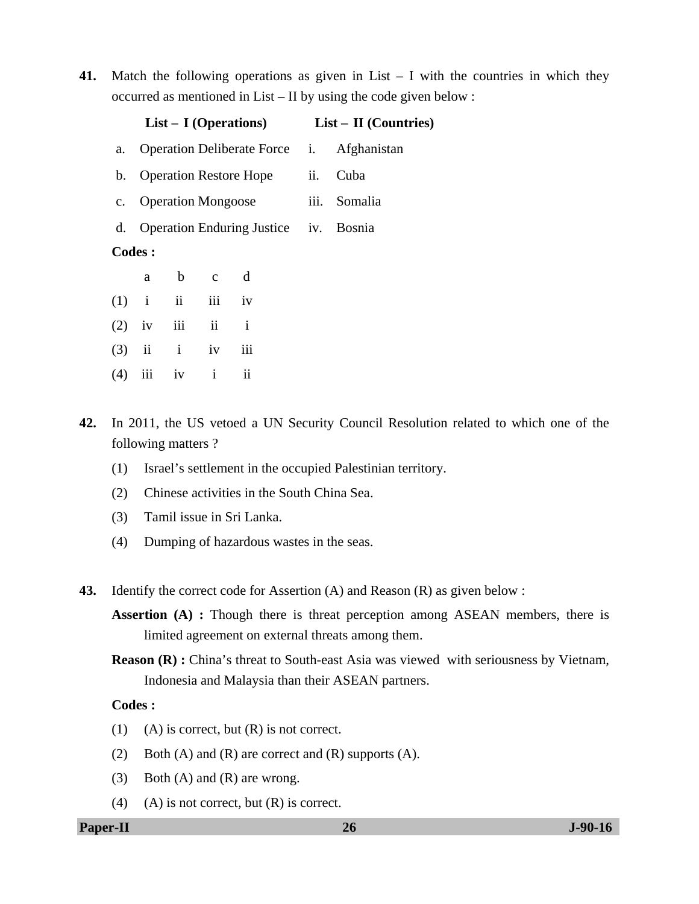41. Match the following operations as given in List – I with the countries in which they occurred as mentioned in List – II by using the code given below :

| | **List – I (Operations)** | | **List – II (Countries)** |
|---|---|---|---|
| a. | Operation Deliberate Force | i. | Afghanistan |
| b. | Operation Restore Hope | ii. | Cuba |
| c. | Operation Mongoose | iii. | Somalia |
| d. | Operation Enduring Justice | iv. | Bosnia |

**Codes :**

| | a | b | c | d |
|---|---|---|---|---|
| (1) | i | ii | iii | iv |
| (2) | iv | iii | ii | i |
| (3) | ii | i | iv | iii |
| (4) | iii | iv | i | ii |

42. In 2011, the US vetoed a UN Security Council Resolution related to which one of the following matters ?

(1) Israel's settlement in the occupied Palestinian territory.

(2) Chinese activities in the South China Sea.

(3) Tamil issue in Sri Lanka.

(4) Dumping of hazardous wastes in the seas.

43. Identify the correct code for Assertion (A) and Reason (R) as given below :

**Assertion (A) :** Though there is threat perception among ASEAN members, there is limited agreement on external threats among them.

**Reason (R) :** China's threat to South-east Asia was viewed with seriousness by Vietnam, Indonesia and Malaysia than their ASEAN partners.

**Codes :**

(1) (A) is correct, but (R) is not correct.

(2) Both (A) and (R) are correct and (R) supports (A).

(3) Both (A) and (R) are wrong.

(4) (A) is not correct, but (R) is correct.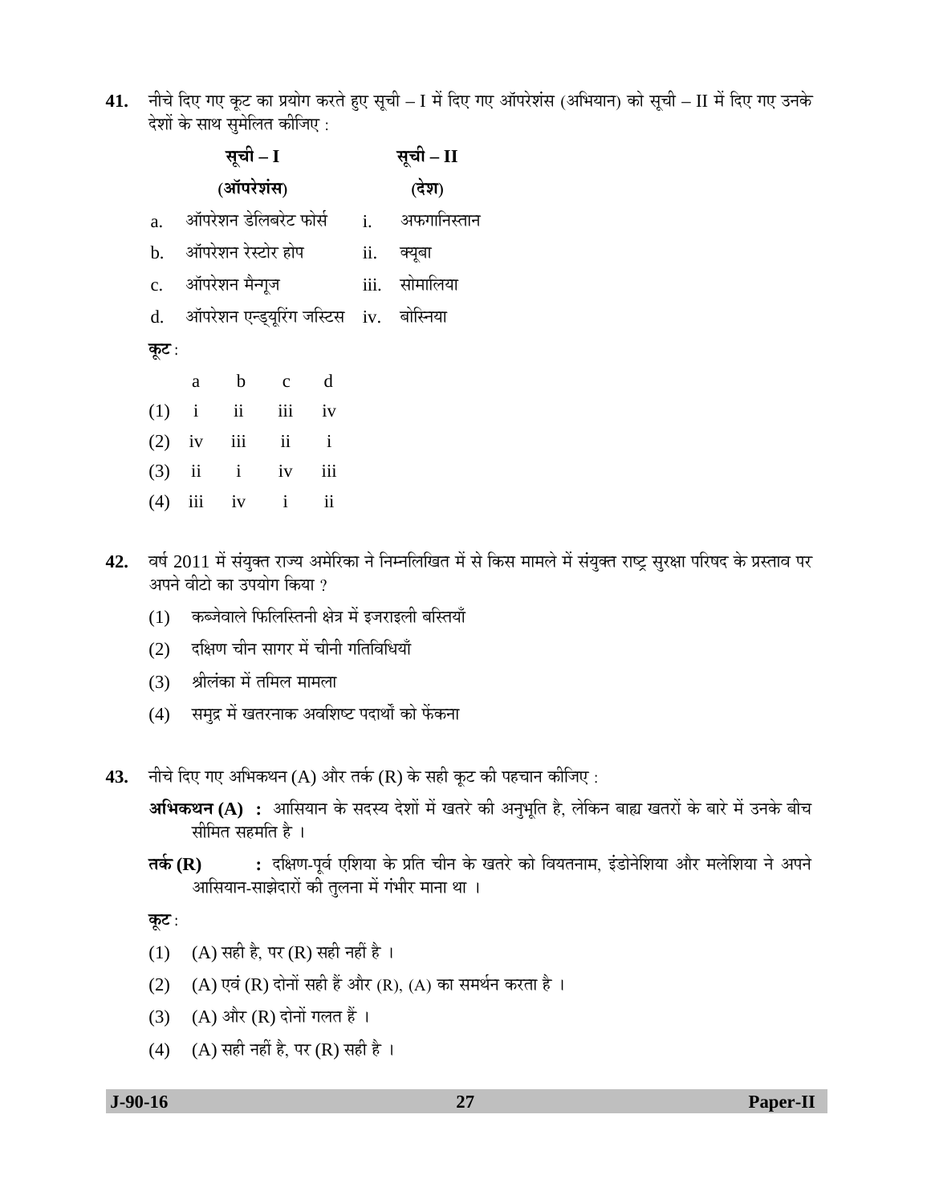**41.** नीचे दिए गए कूट का प्रयोग करते हुए सूची – I में दिए गए ऑपरेशंस (अभियान) को सूची – II में दिए गए उनके देशों के साथ सुमेलित कीजिए :

| | **सूची – I (ऑपरेशंस)** | | **सूची – II (देश)** |
|---|---|---|---|
| a. | ऑपरेशन डेलिबरेट फोर्स | i. | अफगानिस्तान |
| b. | ऑपरेशन रेस्टोर होप | ii. | क्यूबा |
| c. | ऑपरेशन मैन्गूज | iii. | सोमालिया |
| d. | ऑपरेशन एन्ड्यूरिंग जस्टिस | iv. | बोस्निया |

**कूट :**

| | a | b | c | d |
|---|---|---|---|---|
| (1) | i | ii | iii | iv |
| (2) | iv | iii | ii | i |
| (3) | ii | i | iv | iii |
| (4) | iii | iv | i | ii |

**42.** वर्ष 2011 में संयुक्त राज्य अमेरिका ने निम्नलिखित में से किस मामले में संयुक्त राष्ट्र सुरक्षा परिषद के प्रस्ताव पर अपने वीटो का उपयोग किया ?

(1) कब्जेवाले फिलिस्तिनी क्षेत्र में इजराइली बस्तियाँ

(2) दक्षिण चीन सागर में चीनी गतिविधियाँ

(3) श्रीलंका में तमिल मामला

(4) समुद्र में खतरनाक अवशिष्ट पदार्थों को फेंकना

**43.** नीचे दिए गए अभिकथन (A) और तर्क (R) के सही कूट की पहचान कीजिए :

**अभिकथन (A) :** आसियान के सदस्य देशों में खतरे की अनुभूति है, लेकिन बाह्य खतरों के बारे में उनके बीच सीमित सहमति है ।

**तर्क (R) :** दक्षिण-पूर्व एशिया के प्रति चीन के खतरे को वियतनाम, इंडोनेशिया और मलेशिया ने अपने आसियान-साझेदारों की तुलना में गंभीर माना था ।

**कूट :**

(1) (A) सही है, पर (R) सही नहीं है ।

(2) (A) एवं (R) दोनों सही हैं और (R), (A) का समर्थन करता है ।

(3) (A) और (R) दोनों गलत हैं ।

(4) (A) सही नहीं है, पर (R) सही है ।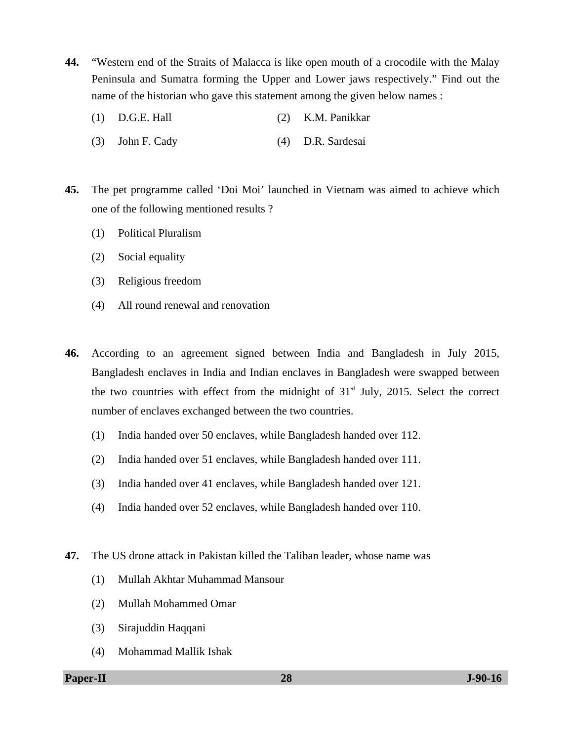44. "Western end of the Straits of Malacca is like open mouth of a crocodile with the Malay Peninsula and Sumatra forming the Upper and Lower jaws respectively." Find out the name of the historian who gave this statement among the given below names :

   (1) D.G.E. Hall  (2) K.M. Panikkar

   (3) John F. Cady  (4) D.R. Sardesai

45. The pet programme called 'Doi Moi' launched in Vietnam was aimed to achieve which one of the following mentioned results ?

   (1) Political Pluralism

   (2) Social equality

   (3) Religious freedom

   (4) All round renewal and renovation

46. According to an agreement signed between India and Bangladesh in July 2015, Bangladesh enclaves in India and Indian enclaves in Bangladesh were swapped between the two countries with effect from the midnight of 31st July, 2015. Select the correct number of enclaves exchanged between the two countries.

   (1) India handed over 50 enclaves, while Bangladesh handed over 112.

   (2) India handed over 51 enclaves, while Bangladesh handed over 111.

   (3) India handed over 41 enclaves, while Bangladesh handed over 121.

   (4) India handed over 52 enclaves, while Bangladesh handed over 110.

47. The US drone attack in Pakistan killed the Taliban leader, whose name was

   (1) Mullah Akhtar Muhammad Mansour

   (2) Mullah Mohammed Omar

   (3) Sirajuddin Haqqani

   (4) Mohammad Mallik Ishak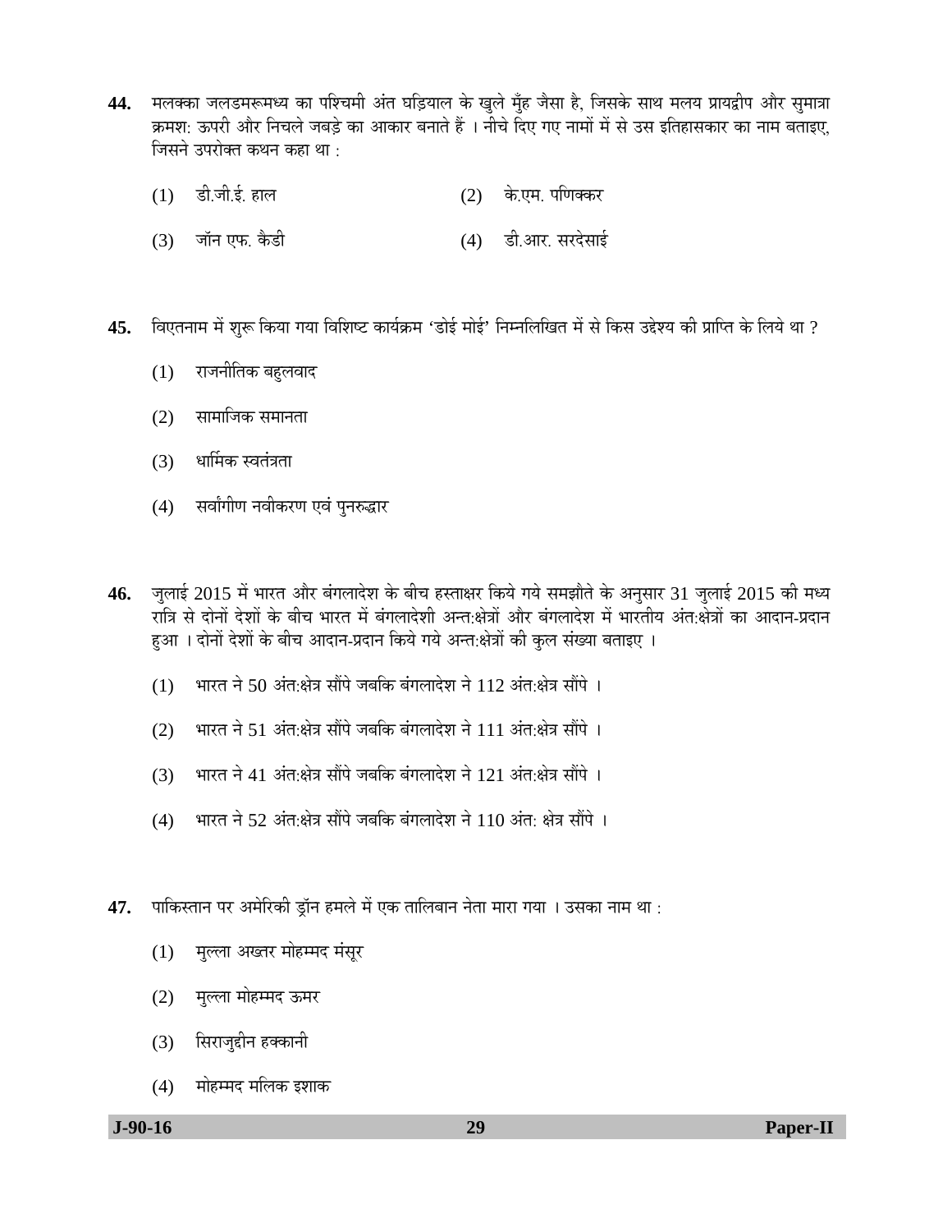**44.** मलक्का जलडमरूमध्य का पश्चिमी अंत घड़ियाल के खुले मुँह जैसा है, जिसके साथ मलय प्रायद्वीप और सुमात्रा क्रमश: ऊपरी और निचले जबड़े का आकार बनाते हैं । नीचे दिए गए नामों में से उस इतिहासकार का नाम बताइए, जिसने उपरोक्त कथन कहा था :

(1) डी.जी.ई. हाल

(2) के.एम. पणिक्कर

(3) जॉन एफ. कैडी

(4) डी.आर. सरदेसाई

**45.** विएतनाम में शुरू किया गया विशिष्ट कार्यक्रम 'डोई मोई' निम्नलिखित में से किस उद्देश्य की प्राप्ति के लिये था ?

(1) राजनीतिक बहुलवाद

(2) सामाजिक समानता

(3) धार्मिक स्वतंत्रता

(4) सर्वांगीण नवीकरण एवं पुनरुद्धार

**46.** जुलाई 2015 में भारत और बंगलादेश के बीच हस्ताक्षर किये गये समझौते के अनुसार 31 जुलाई 2015 की मध्य रात्रि से दोनों देशों के बीच भारत में बंगलादेशी अन्त:क्षेत्रों और बंगलादेश में भारतीय अंत:क्षेत्रों का आदान-प्रदान हुआ । दोनों देशों के बीच आदान-प्रदान किये गये अन्त:क्षेत्रों की कुल संख्या बताइए ।

(1) भारत ने 50 अंत:क्षेत्र सौंपे जबकि बंगलादेश ने 112 अंत:क्षेत्र सौंपे ।

(2) भारत ने 51 अंत:क्षेत्र सौंपे जबकि बंगलादेश ने 111 अंत:क्षेत्र सौंपे ।

(3) भारत ने 41 अंत:क्षेत्र सौंपे जबकि बंगलादेश ने 121 अंत:क्षेत्र सौंपे ।

(4) भारत ने 52 अंत:क्षेत्र सौंपे जबकि बंगलादेश ने 110 अंत: क्षेत्र सौंपे ।

**47.** पाकिस्तान पर अमेरिकी ड्रॉन हमले में एक तालिबान नेता मारा गया । उसका नाम था :

(1) मुल्ला अख्तर मोहम्मद मंसूर

(2) मुल्ला मोहम्मद ऊमर

(3) सिराजुद्दीन हक्कानी

(4) मोहम्मद मलिक इशाक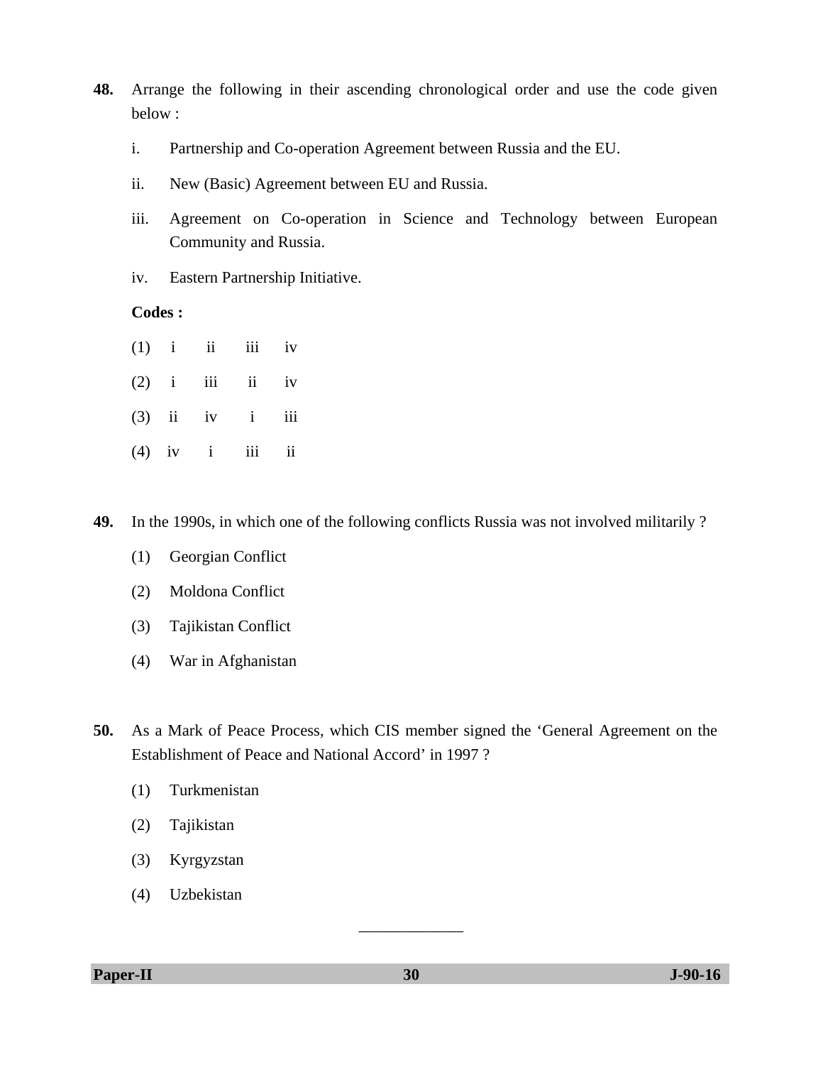**48.** Arrange the following in their ascending chronological order and use the code given below :

i. Partnership and Co-operation Agreement between Russia and the EU.

ii. New (Basic) Agreement between EU and Russia.

iii. Agreement on Co-operation in Science and Technology between European Community and Russia.

iv. Eastern Partnership Initiative.

**Codes :**

(1) i ii iii iv

(2) i iii ii iv

(3) ii iv i iii

(4) iv i iii ii

**49.** In the 1990s, in which one of the following conflicts Russia was not involved militarily ?

(1) Georgian Conflict

(2) Moldona Conflict

(3) Tajikistan Conflict

(4) War in Afghanistan

**50.** As a Mark of Peace Process, which CIS member signed the 'General Agreement on the Establishment of Peace and National Accord' in 1997 ?

(1) Turkmenistan

(2) Tajikistan

(3) Kyrgyzstan

(4) Uzbekistan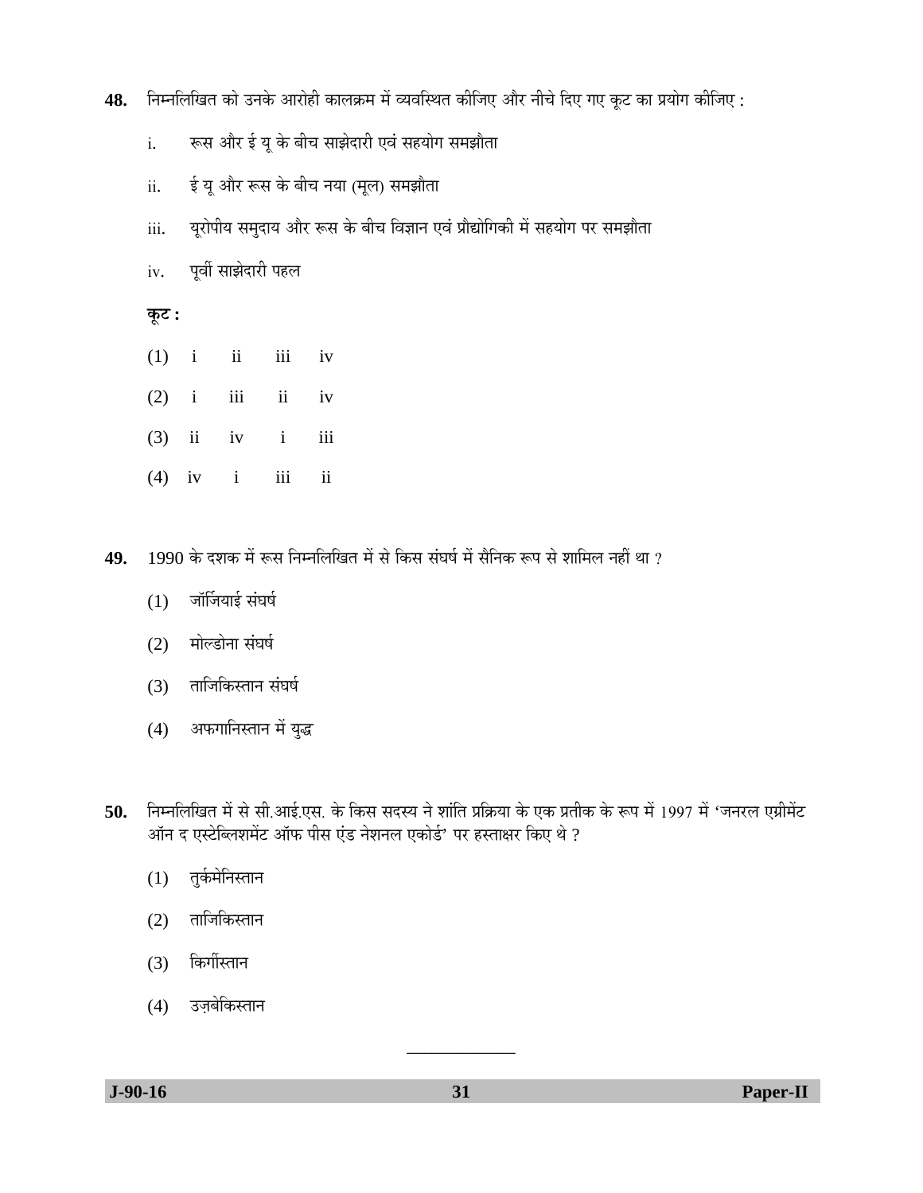**48.** निम्नलिखित को उनके आरोही कालक्रम में व्यवस्थित कीजिए और नीचे दिए गए कूट का प्रयोग कीजिए :

i. रूस और ई यू के बीच साझेदारी एवं सहयोग समझौता

ii. ई यू और रूस के बीच नया (मूल) समझौता

iii. यूरोपीय समुदाय और रूस के बीच विज्ञान एवं प्रौद्योगिकी में सहयोग पर समझौता

iv. पूर्वी साझेदारी पहल

**कूट :**

(1) i ii iii iv

(2) i iii ii iv

(3) ii iv i iii

(4) iv i iii ii

**49.** 1990 के दशक में रूस निम्नलिखित में से किस संघर्ष में सैनिक रूप से शामिल नहीं था ?

(1) जॉर्जियाई संघर्ष

(2) मोल्डोना संघर्ष

(3) ताजिकिस्तान संघर्ष

(4) अफगानिस्तान में युद्ध

**50.** निम्नलिखित में से सी.आई.एस. के किस सदस्य ने शांति प्रक्रिया के एक प्रतीक के रूप में 1997 में 'जनरल एग्रीमेंट ऑन द एस्टेब्लिशमेंट ऑफ पीस एंड नेशनल एकोर्ड' पर हस्ताक्षर किए थे ?

(1) तुर्कमेनिस्तान

(2) ताजिकिस्तान

(3) किर्गीस्तान

(4) उज़्बेकिस्तान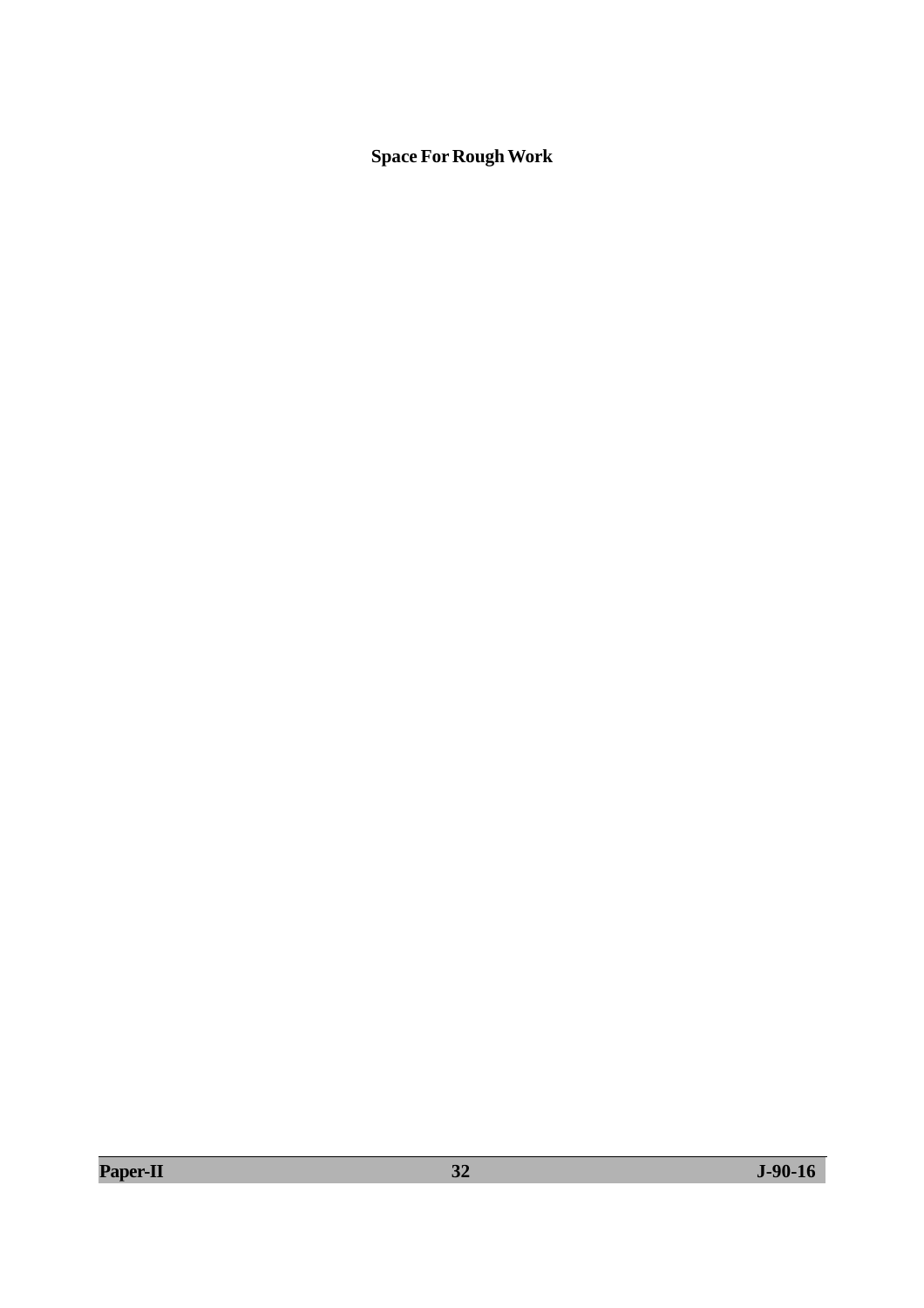**Space For Rough Work**